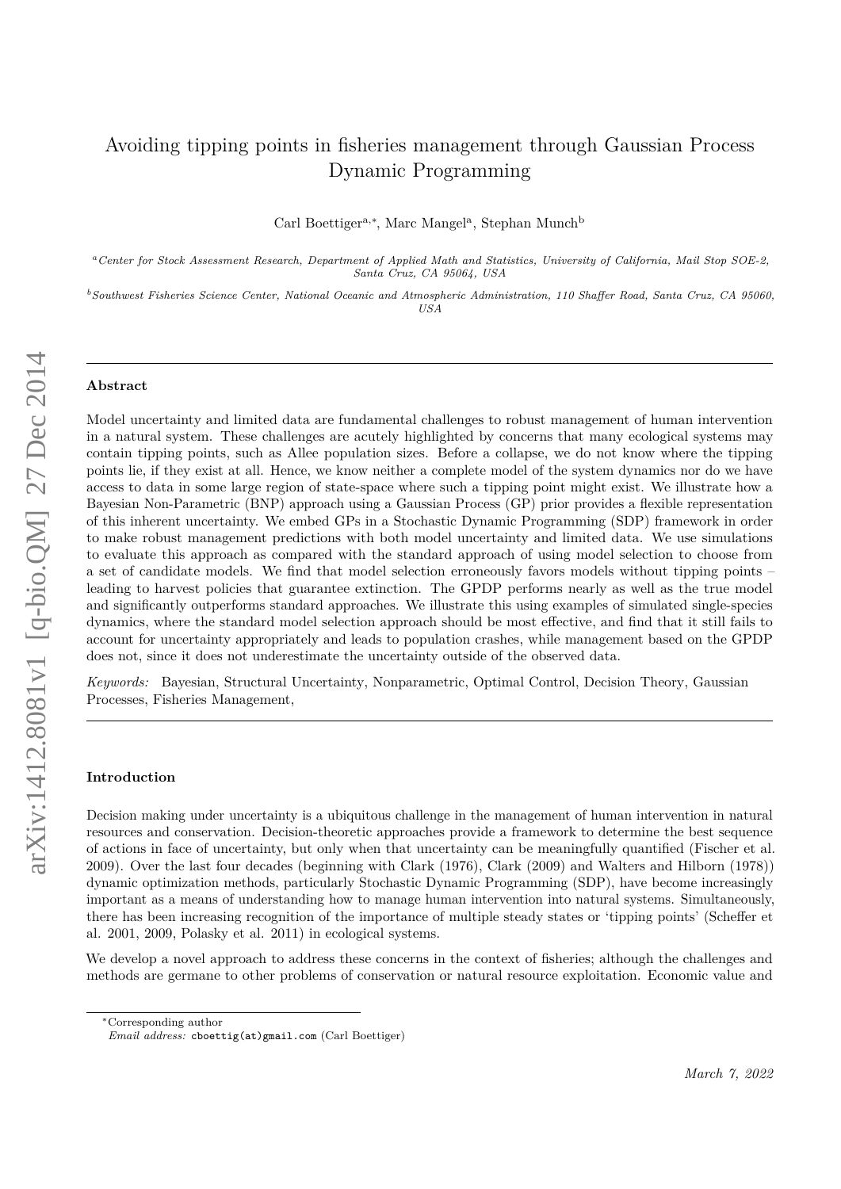# Avoiding tipping points in fisheries management through Gaussian Process Dynamic Programming

Carl Boettiger[a,*], Marc Mangel[a], Stephan Munch[b]

[a] *Center for Stock Assessment Research, Department of Applied Math and Statistics, University of California, Mail Stop SOE-2, Santa Cruz, CA 95064, USA*

[b] *Southwest Fisheries Science Center, National Oceanic and Atmospheric Administration, 110 Shaffer Road, Santa Cruz, CA 95060, USA*

---

**Abstract**

Model uncertainty and limited data are fundamental challenges to robust management of human intervention in a natural system. These challenges are acutely highlighted by concerns that many ecological systems may contain tipping points, such as Allee population sizes. Before a collapse, we do not know where the tipping points lie, if they exist at all. Hence, we know neither a complete model of the system dynamics nor do we have access to data in some large region of state-space where such a tipping point might exist. We illustrate how a Bayesian Non-Parametric (BNP) approach using a Gaussian Process (GP) prior provides a flexible representation of this inherent uncertainty. We embed GPs in a Stochastic Dynamic Programming (SDP) framework in order to make robust management predictions with both model uncertainty and limited data. We use simulations to evaluate this approach as compared with the standard approach of using model selection to choose from a set of candidate models. We find that model selection erroneously favors models without tipping points – leading to harvest policies that guarantee extinction. The GPDP performs nearly as well as the true model and significantly outperforms standard approaches. We illustrate this using examples of simulated single-species dynamics, where the standard model selection approach should be most effective, and find that it still fails to account for uncertainty appropriately and leads to population crashes, while management based on the GPDP does not, since it does not underestimate the uncertainty outside of the observed data.

*Keywords:* Bayesian, Structural Uncertainty, Nonparametric, Optimal Control, Decision Theory, Gaussian Processes, Fisheries Management,

---

**Introduction**

Decision making under uncertainty is a ubiquitous challenge in the management of human intervention in natural resources and conservation. Decision-theoretic approaches provide a framework to determine the best sequence of actions in face of uncertainty, but only when that uncertainty can be meaningfully quantified (Fischer et al. 2009). Over the last four decades (beginning with Clark (1976), Clark (2009) and Walters and Hilborn (1978)) dynamic optimization methods, particularly Stochastic Dynamic Programming (SDP), have become increasingly important as a means of understanding how to manage human intervention into natural systems. Simultaneously, there has been increasing recognition of the importance of multiple steady states or 'tipping points' (Scheffer et al. 2001, 2009, Polasky et al. 2011) in ecological systems.

We develop a novel approach to address these concerns in the context of fisheries; although the challenges and methods are germane to other problems of conservation or natural resource exploitation. Economic value and

---

*Corresponding author
*Email address:* cboettig(at)gmail.com (Carl Boettiger)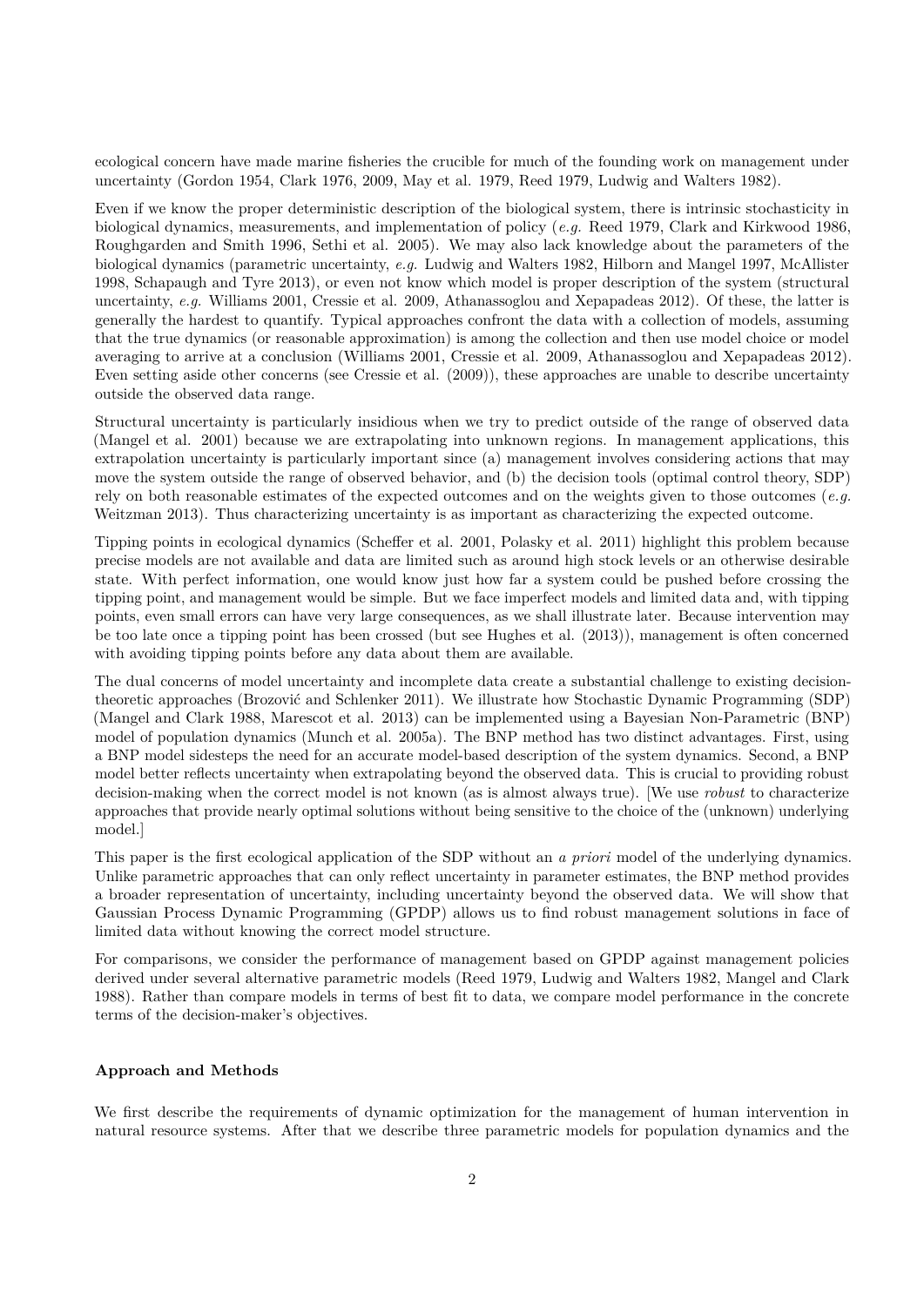ecological concern have made marine fisheries the crucible for much of the founding work on management under uncertainty (Gordon 1954, Clark 1976, 2009, May et al. 1979, Reed 1979, Ludwig and Walters 1982).

Even if we know the proper deterministic description of the biological system, there is intrinsic stochasticity in biological dynamics, measurements, and implementation of policy (*e.g.* Reed 1979, Clark and Kirkwood 1986, Roughgarden and Smith 1996, Sethi et al. 2005). We may also lack knowledge about the parameters of the biological dynamics (parametric uncertainty, *e.g.* Ludwig and Walters 1982, Hilborn and Mangel 1997, McAllister 1998, Schapaugh and Tyre 2013), or even not know which model is proper description of the system (structural uncertainty, *e.g.* Williams 2001, Cressie et al. 2009, Athanassoglou and Xepapadeas 2012). Of these, the latter is generally the hardest to quantify. Typical approaches confront the data with a collection of models, assuming that the true dynamics (or reasonable approximation) is among the collection and then use model choice or model averaging to arrive at a conclusion (Williams 2001, Cressie et al. 2009, Athanassoglou and Xepapadeas 2012). Even setting aside other concerns (see Cressie et al. (2009)), these approaches are unable to describe uncertainty outside the observed data range.

Structural uncertainty is particularly insidious when we try to predict outside of the range of observed data (Mangel et al. 2001) because we are extrapolating into unknown regions. In management applications, this extrapolation uncertainty is particularly important since (a) management involves considering actions that may move the system outside the range of observed behavior, and (b) the decision tools (optimal control theory, SDP) rely on both reasonable estimates of the expected outcomes and on the weights given to those outcomes (*e.g.* Weitzman 2013). Thus characterizing uncertainty is as important as characterizing the expected outcome.

Tipping points in ecological dynamics (Scheffer et al. 2001, Polasky et al. 2011) highlight this problem because precise models are not available and data are limited such as around high stock levels or an otherwise desirable state. With perfect information, one would know just how far a system could be pushed before crossing the tipping point, and management would be simple. But we face imperfect models and limited data and, with tipping points, even small errors can have very large consequences, as we shall illustrate later. Because intervention may be too late once a tipping point has been crossed (but see Hughes et al. (2013)), management is often concerned with avoiding tipping points before any data about them are available.

The dual concerns of model uncertainty and incomplete data create a substantial challenge to existing decision-theoretic approaches (Brozović and Schlenker 2011). We illustrate how Stochastic Dynamic Programming (SDP) (Mangel and Clark 1988, Marescot et al. 2013) can be implemented using a Bayesian Non-Parametric (BNP) model of population dynamics (Munch et al. 2005a). The BNP method has two distinct advantages. First, using a BNP model sidesteps the need for an accurate model-based description of the system dynamics. Second, a BNP model better reflects uncertainty when extrapolating beyond the observed data. This is crucial to providing robust decision-making when the correct model is not known (as is almost always true). [We use *robust* to characterize approaches that provide nearly optimal solutions without being sensitive to the choice of the (unknown) underlying model.]

This paper is the first ecological application of the SDP without an *a priori* model of the underlying dynamics. Unlike parametric approaches that can only reflect uncertainty in parameter estimates, the BNP method provides a broader representation of uncertainty, including uncertainty beyond the observed data. We will show that Gaussian Process Dynamic Programming (GPDP) allows us to find robust management solutions in face of limited data without knowing the correct model structure.

For comparisons, we consider the performance of management based on GPDP against management policies derived under several alternative parametric models (Reed 1979, Ludwig and Walters 1982, Mangel and Clark 1988). Rather than compare models in terms of best fit to data, we compare model performance in the concrete terms of the decision-maker's objectives.

## Approach and Methods

We first describe the requirements of dynamic optimization for the management of human intervention in natural resource systems. After that we describe three parametric models for population dynamics and the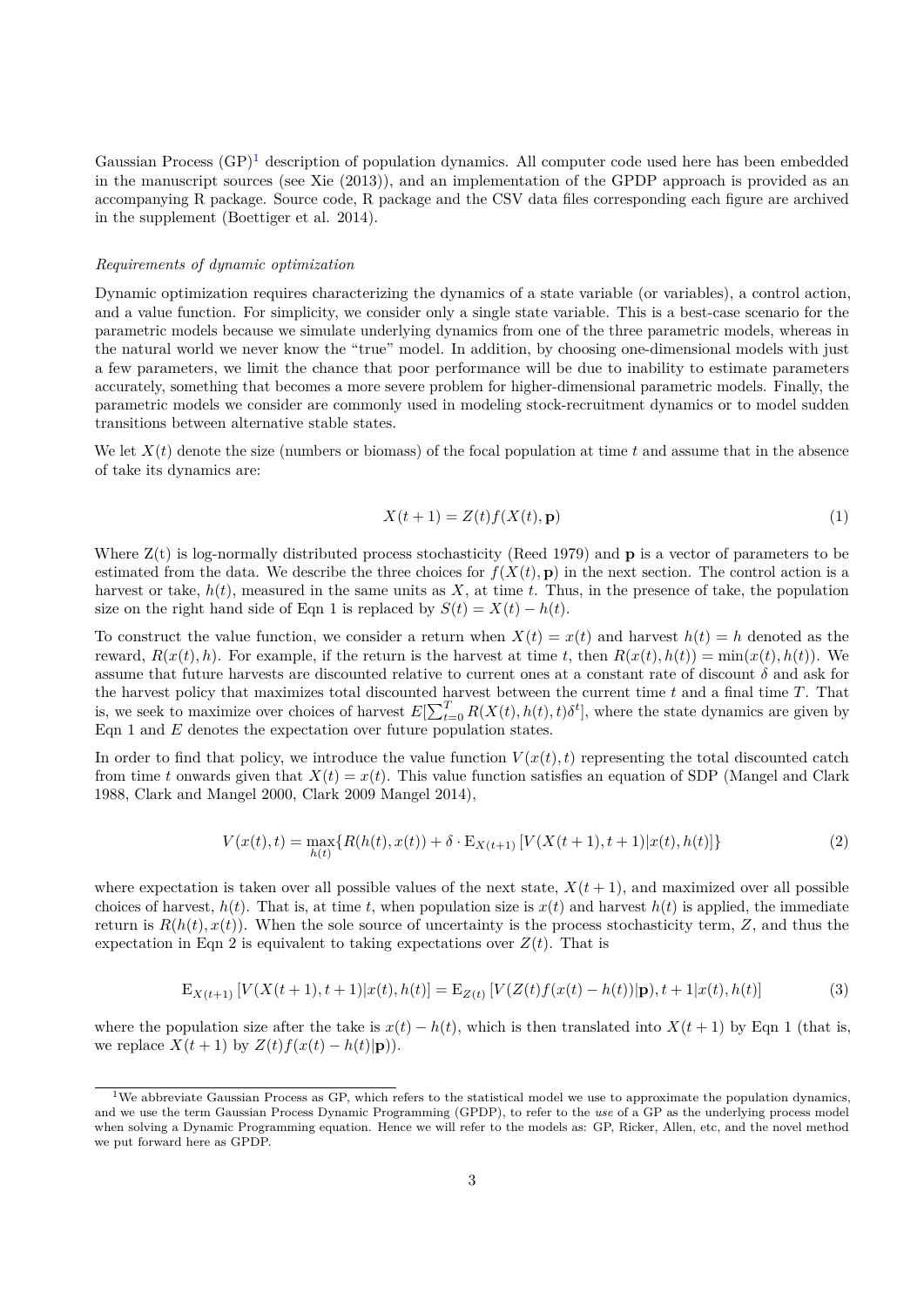Gaussian Process (GP)[1] description of population dynamics. All computer code used here has been embedded in the manuscript sources (see Xie (2013)), and an implementation of the GPDP approach is provided as an accompanying R package. Source code, R package and the CSV data files corresponding each figure are archived in the supplement (Boettiger et al. 2014).

*Requirements of dynamic optimization*

Dynamic optimization requires characterizing the dynamics of a state variable (or variables), a control action, and a value function. For simplicity, we consider only a single state variable. This is a best-case scenario for the parametric models because we simulate underlying dynamics from one of the three parametric models, whereas in the natural world we never know the "true" model. In addition, by choosing one-dimensional models with just a few parameters, we limit the chance that poor performance will be due to inability to estimate parameters accurately, something that becomes a more severe problem for higher-dimensional parametric models. Finally, the parametric models we consider are commonly used in modeling stock-recruitment dynamics or to model sudden transitions between alternative stable states.

We let $X(t)$ denote the size (numbers or biomass) of the focal population at time $t$ and assume that in the absence of take its dynamics are:

$$X(t+1) = Z(t) f(X(t), \mathbf{p}) \tag{1}$$

Where Z(t) is log-normally distributed process stochasticity (Reed 1979) and $\mathbf{p}$ is a vector of parameters to be estimated from the data. We describe the three choices for $f(X(t), \mathbf{p})$ in the next section. The control action is a harvest or take, $h(t)$, measured in the same units as $X$, at time $t$. Thus, in the presence of take, the population size on the right hand side of Eqn 1 is replaced by $S(t) = X(t) - h(t)$.

To construct the value function, we consider a return when $X(t) = x(t)$ and harvest $h(t) = h$ denoted as the reward, $R(x(t), h)$. For example, if the return is the harvest at time $t$, then $R(x(t), h(t)) = \min(x(t), h(t))$. We assume that future harvests are discounted relative to current ones at a constant rate of discount $\delta$ and ask for the harvest policy that maximizes total discounted harvest between the current time $t$ and a final time $T$. That is, we seek to maximize over choices of harvest $E[\sum_{t=0}^{T} R(X(t), h(t), t)\delta^t]$, where the state dynamics are given by Eqn 1 and $E$ denotes the expectation over future population states.

In order to find that policy, we introduce the value function $V(x(t), t)$ representing the total discounted catch from time $t$ onwards given that $X(t) = x(t)$. This value function satisfies an equation of SDP (Mangel and Clark 1988, Clark and Mangel 2000, Clark 2009 Mangel 2014),

$$V(x(t), t) = \max_{h(t)} \{ R(h(t), x(t)) + \delta \cdot \mathrm{E}_{X(t+1)} \left[ V(X(t+1), t+1) | x(t), h(t) \right] \} \tag{2}$$

where expectation is taken over all possible values of the next state, $X(t+1)$, and maximized over all possible choices of harvest, $h(t)$. That is, at time $t$, when population size is $x(t)$ and harvest $h(t)$ is applied, the immediate return is $R(h(t), x(t))$. When the sole source of uncertainty is the process stochasticity term, $Z$, and thus the expectation in Eqn 2 is equivalent to taking expectations over $Z(t)$. That is

$$\mathrm{E}_{X(t+1)} \left[ V(X(t+1), t+1) | x(t), h(t) \right] = \mathrm{E}_{Z(t)} \left[ V(Z(t) f(x(t) - h(t)) | \mathbf{p}), t+1 | x(t), h(t) \right] \tag{3}$$

where the population size after the take is $x(t) - h(t)$, which is then translated into $X(t+1)$ by Eqn 1 (that is, we replace $X(t+1)$ by $Z(t) f(x(t) - h(t) | \mathbf{p})$).

[1] We abbreviate Gaussian Process as GP, which refers to the statistical model we use to approximate the population dynamics, and we use the term Gaussian Process Dynamic Programming (GPDP), to refer to the *use* of a GP as the underlying process model when solving a Dynamic Programming equation. Hence we will refer to the models as: GP, Ricker, Allen, etc, and the novel method we put forward here as GPDP.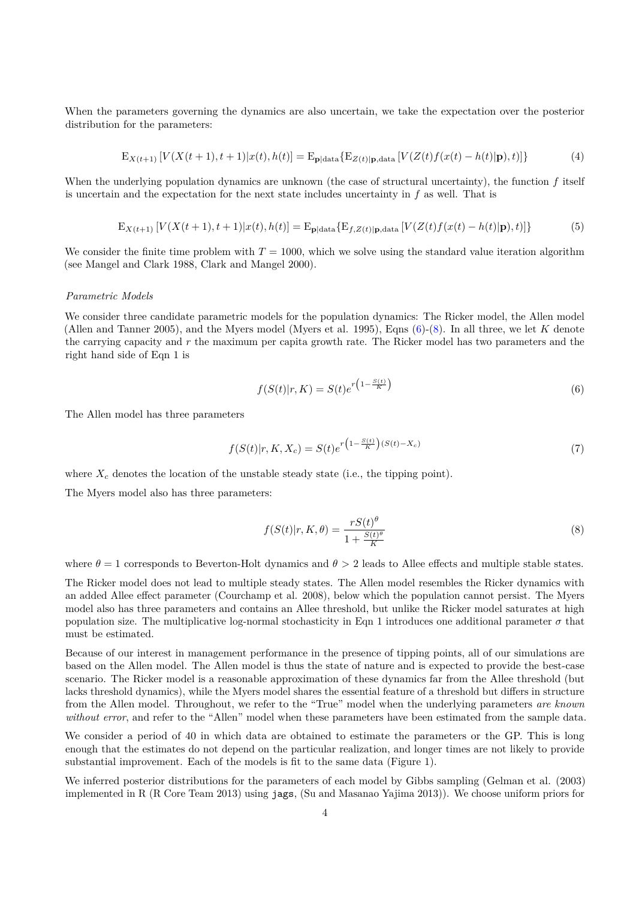When the parameters governing the dynamics are also uncertain, we take the expectation over the posterior distribution for the parameters:

$$\mathrm{E}_{X(t+1)}\left[V(X(t+1),t+1)|x(t),h(t)\right] = \mathrm{E}_{\mathbf{p}|\text{data}}\{\mathrm{E}_{Z(t)|\mathbf{p},\text{data}}\left[V(Z(t)f(x(t)-h(t)|\mathbf{p}),t)\right]\} \tag{4}$$

When the underlying population dynamics are unknown (the case of structural uncertainty), the function $f$ itself is uncertain and the expectation for the next state includes uncertainty in $f$ as well. That is

$$\mathrm{E}_{X(t+1)}\left[V(X(t+1),t+1)|x(t),h(t)\right] = \mathrm{E}_{\mathbf{p}|\text{data}}\{\mathrm{E}_{f,Z(t)|\mathbf{p},\text{data}}\left[V(Z(t)f(x(t)-h(t)|\mathbf{p}),t)\right]\} \tag{5}$$

We consider the finite time problem with $T = 1000$, which we solve using the standard value iteration algorithm (see Mangel and Clark 1988, Clark and Mangel 2000).

*Parametric Models*

We consider three candidate parametric models for the population dynamics: The Ricker model, the Allen model (Allen and Tanner 2005), and the Myers model (Myers et al. 1995), Eqns (6)-(8). In all three, we let $K$ denote the carrying capacity and $r$ the maximum per capita growth rate. The Ricker model has two parameters and the right hand side of Eqn 1 is

$$f(S(t)|r,K) = S(t)e^{r\left(1-\frac{S(t)}{K}\right)} \tag{6}$$

The Allen model has three parameters

$$f(S(t)|r,K,X_c) = S(t)e^{r\left(1-\frac{S(t)}{K}\right)(S(t)-X_c)} \tag{7}$$

where $X_c$ denotes the location of the unstable steady state (i.e., the tipping point).

The Myers model also has three parameters:

$$f(S(t)|r,K,\theta) = \frac{rS(t)^{\theta}}{1+\frac{S(t)^{\theta}}{K}} \tag{8}$$

where $\theta = 1$ corresponds to Beverton-Holt dynamics and $\theta > 2$ leads to Allee effects and multiple stable states.

The Ricker model does not lead to multiple steady states. The Allen model resembles the Ricker dynamics with an added Allee effect parameter (Courchamp et al. 2008), below which the population cannot persist. The Myers model also has three parameters and contains an Allee threshold, but unlike the Ricker model saturates at high population size. The multiplicative log-normal stochasticity in Eqn 1 introduces one additional parameter $\sigma$ that must be estimated.

Because of our interest in management performance in the presence of tipping points, all of our simulations are based on the Allen model. The Allen model is thus the state of nature and is expected to provide the best-case scenario. The Ricker model is a reasonable approximation of these dynamics far from the Allee threshold (but lacks threshold dynamics), while the Myers model shares the essential feature of a threshold but differs in structure from the Allen model. Throughout, we refer to the "True" model when the underlying parameters *are known without error*, and refer to the "Allen" model when these parameters have been estimated from the sample data.

We consider a period of 40 in which data are obtained to estimate the parameters or the GP. This is long enough that the estimates do not depend on the particular realization, and longer times are not likely to provide substantial improvement. Each of the models is fit to the same data (Figure 1).

We inferred posterior distributions for the parameters of each model by Gibbs sampling (Gelman et al. (2003) implemented in R (R Core Team 2013) using `jags`, (Su and Masanao Yajima 2013)). We choose uniform priors for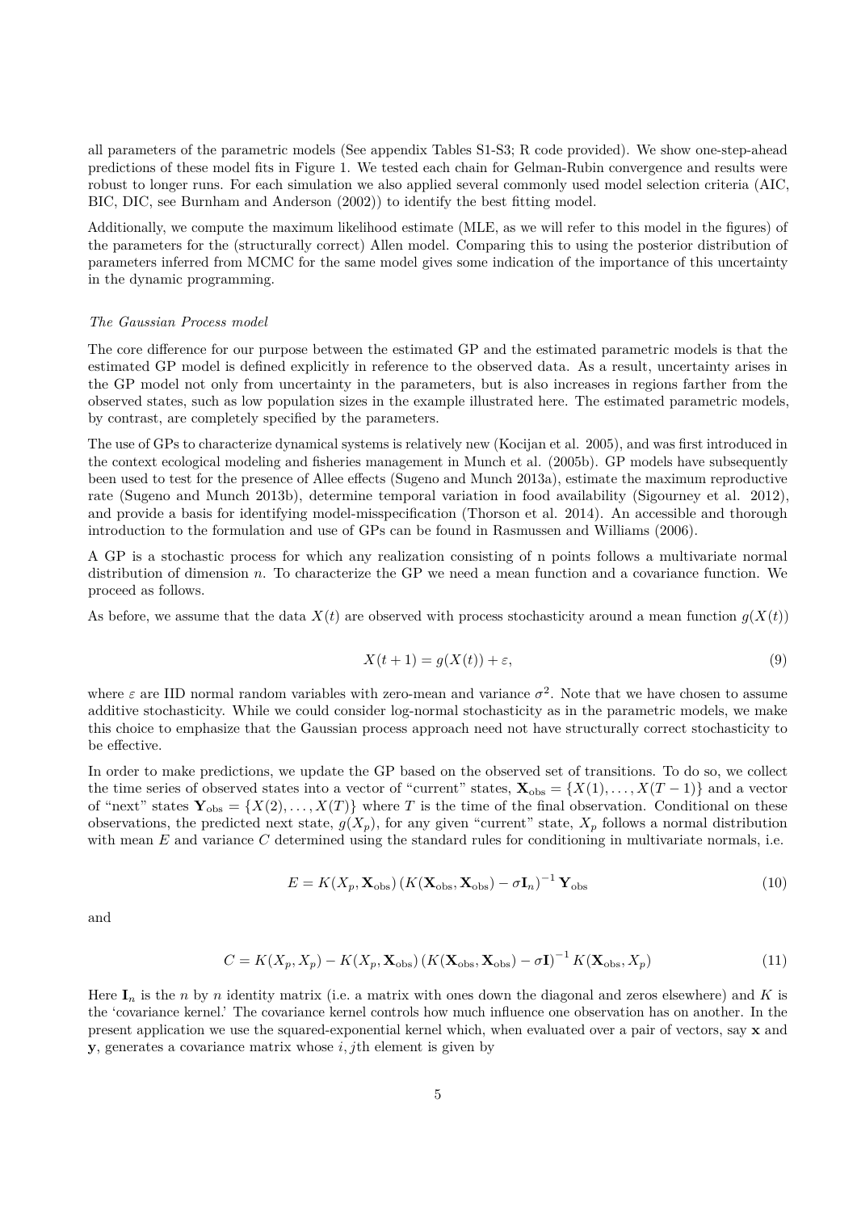all parameters of the parametric models (See appendix Tables S1-S3; R code provided). We show one-step-ahead predictions of these model fits in Figure 1. We tested each chain for Gelman-Rubin convergence and results were robust to longer runs. For each simulation we also applied several commonly used model selection criteria (AIC, BIC, DIC, see Burnham and Anderson (2002)) to identify the best fitting model.

Additionally, we compute the maximum likelihood estimate (MLE, as we will refer to this model in the figures) of the parameters for the (structurally correct) Allen model. Comparing this to using the posterior distribution of parameters inferred from MCMC for the same model gives some indication of the importance of this uncertainty in the dynamic programming.

*The Gaussian Process model*

The core difference for our purpose between the estimated GP and the estimated parametric models is that the estimated GP model is defined explicitly in reference to the observed data. As a result, uncertainty arises in the GP model not only from uncertainty in the parameters, but is also increases in regions farther from the observed states, such as low population sizes in the example illustrated here. The estimated parametric models, by contrast, are completely specified by the parameters.

The use of GPs to characterize dynamical systems is relatively new (Kocijan et al. 2005), and was first introduced in the context ecological modeling and fisheries management in Munch et al. (2005b). GP models have subsequently been used to test for the presence of Allee effects (Sugeno and Munch 2013a), estimate the maximum reproductive rate (Sugeno and Munch 2013b), determine temporal variation in food availability (Sigourney et al. 2012), and provide a basis for identifying model-misspecification (Thorson et al. 2014). An accessible and thorough introduction to the formulation and use of GPs can be found in Rasmussen and Williams (2006).

A GP is a stochastic process for which any realization consisting of n points follows a multivariate normal distribution of dimension $n$. To characterize the GP we need a mean function and a covariance function. We proceed as follows.

As before, we assume that the data $X(t)$ are observed with process stochasticity around a mean function $g(X(t))$

$$X(t+1) = g(X(t)) + \varepsilon, \tag{9}$$

where $\varepsilon$ are IID normal random variables with zero-mean and variance $\sigma^2$. Note that we have chosen to assume additive stochasticity. While we could consider log-normal stochasticity as in the parametric models, we make this choice to emphasize that the Gaussian process approach need not have structurally correct stochasticity to be effective.

In order to make predictions, we update the GP based on the observed set of transitions. To do so, we collect the time series of observed states into a vector of "current" states, $\mathbf{X}_{\text{obs}} = \{X(1), \ldots, X(T-1)\}$ and a vector of "next" states $\mathbf{Y}_{\text{obs}} = \{X(2), \ldots, X(T)\}$ where $T$ is the time of the final observation. Conditional on these observations, the predicted next state, $g(X_p)$, for any given "current" state, $X_p$ follows a normal distribution with mean $E$ and variance $C$ determined using the standard rules for conditioning in multivariate normals, i.e.

$$E = K(X_p, \mathbf{X}_{\text{obs}}) \left(K(\mathbf{X}_{\text{obs}}, \mathbf{X}_{\text{obs}}) - \sigma \mathbf{I}_n\right)^{-1} \mathbf{Y}_{\text{obs}} \tag{10}$$

and

$$C = K(X_p, X_p) - K(X_p, \mathbf{X}_{\text{obs}}) \left(K(\mathbf{X}_{\text{obs}}, \mathbf{X}_{\text{obs}}) - \sigma \mathbf{I}\right)^{-1} K(\mathbf{X}_{\text{obs}}, X_p) \tag{11}$$

Here $\mathbf{I}_n$ is the $n$ by $n$ identity matrix (i.e. a matrix with ones down the diagonal and zeros elsewhere) and $K$ is the 'covariance kernel.' The covariance kernel controls how much influence one observation has on another. In the present application we use the squared-exponential kernel which, when evaluated over a pair of vectors, say $\mathbf{x}$ and $\mathbf{y}$, generates a covariance matrix whose $i, j$th element is given by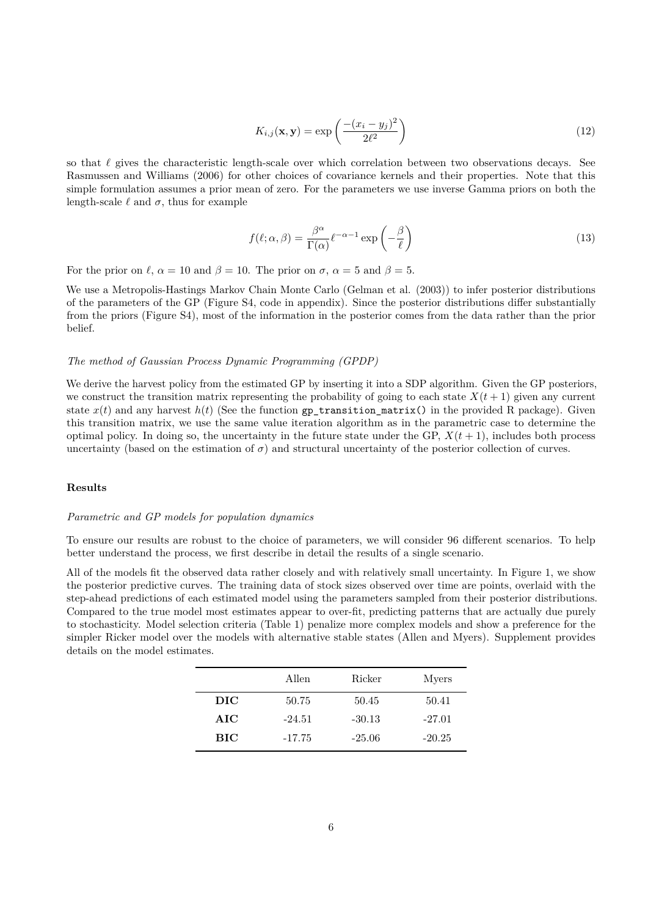$$K_{i,j}(\mathbf{x}, \mathbf{y}) = \exp\left(\frac{-(x_i - y_j)^2}{2\ell^2}\right) \tag{12}$$

so that $\ell$ gives the characteristic length-scale over which correlation between two observations decays. See Rasmussen and Williams (2006) for other choices of covariance kernels and their properties. Note that this simple formulation assumes a prior mean of zero. For the parameters we use inverse Gamma priors on both the length-scale $\ell$ and $\sigma$, thus for example

$$f(\ell; \alpha, \beta) = \frac{\beta^\alpha}{\Gamma(\alpha)} \ell^{-\alpha-1} \exp\left(-\frac{\beta}{\ell}\right) \tag{13}$$

For the prior on $\ell$, $\alpha = 10$ and $\beta = 10$. The prior on $\sigma$, $\alpha = 5$ and $\beta = 5$.

We use a Metropolis-Hastings Markov Chain Monte Carlo (Gelman et al. (2003)) to infer posterior distributions of the parameters of the GP (Figure S4, code in appendix). Since the posterior distributions differ substantially from the priors (Figure S4), most of the information in the posterior comes from the data rather than the prior belief.

*The method of Gaussian Process Dynamic Programming (GPDP)*

We derive the harvest policy from the estimated GP by inserting it into a SDP algorithm. Given the GP posteriors, we construct the transition matrix representing the probability of going to each state $X(t+1)$ given any current state $x(t)$ and any harvest $h(t)$ (See the function `gp_transition_matrix()` in the provided R package). Given this transition matrix, we use the same value iteration algorithm as in the parametric case to determine the optimal policy. In doing so, the uncertainty in the future state under the GP, $X(t+1)$, includes both process uncertainty (based on the estimation of $\sigma$) and structural uncertainty of the posterior collection of curves.

**Results**

*Parametric and GP models for population dynamics*

To ensure our results are robust to the choice of parameters, we will consider 96 different scenarios. To help better understand the process, we first describe in detail the results of a single scenario.

All of the models fit the observed data rather closely and with relatively small uncertainty. In Figure 1, we show the posterior predictive curves. The training data of stock sizes observed over time are points, overlaid with the step-ahead predictions of each estimated model using the parameters sampled from their posterior distributions. Compared to the true model most estimates appear to over-fit, predicting patterns that are actually due purely to stochasticity. Model selection criteria (Table 1) penalize more complex models and show a preference for the simpler Ricker model over the models with alternative stable states (Allen and Myers). Supplement provides details on the model estimates.

| | Allen | Ricker | Myers |
|---|---|---|---|
| **DIC** | 50.75 | 50.45 | 50.41 |
| **AIC** | -24.51 | -30.13 | -27.01 |
| **BIC** | -17.75 | -25.06 | -20.25 |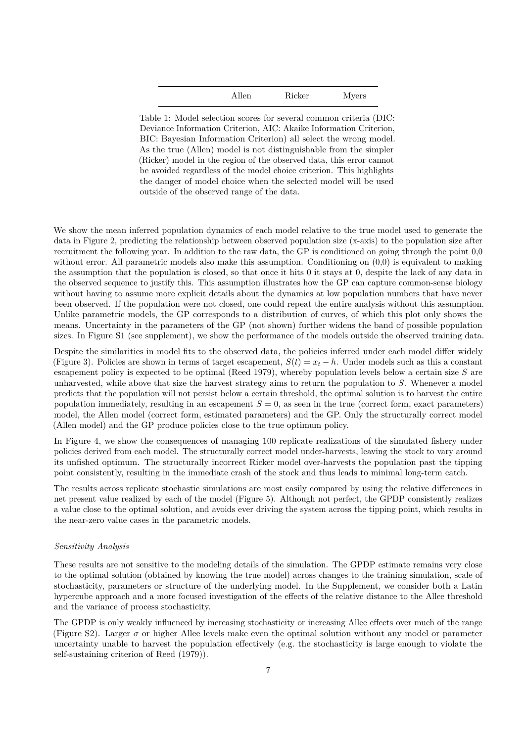| | Allen | Ricker | Myers |
|---|---|---|---|

Table 1: Model selection scores for several common criteria (DIC: Deviance Information Criterion, AIC: Akaike Information Criterion, BIC: Bayesian Information Criterion) all select the wrong model. As the true (Allen) model is not distinguishable from the simpler (Ricker) model in the region of the observed data, this error cannot be avoided regardless of the model choice criterion. This highlights the danger of model choice when the selected model will be used outside of the observed range of the data.

We show the mean inferred population dynamics of each model relative to the true model used to generate the data in Figure 2, predicting the relationship between observed population size (x-axis) to the population size after recruitment the following year. In addition to the raw data, the GP is conditioned on going through the point 0,0 without error. All parametric models also make this assumption. Conditioning on (0,0) is equivalent to making the assumption that the population is closed, so that once it hits 0 it stays at 0, despite the lack of any data in the observed sequence to justify this. This assumption illustrates how the GP can capture common-sense biology without having to assume more explicit details about the dynamics at low population numbers that have never been observed. If the population were not closed, one could repeat the entire analysis without this assumption. Unlike parametric models, the GP corresponds to a distribution of curves, of which this plot only shows the means. Uncertainty in the parameters of the GP (not shown) further widens the band of possible population sizes. In Figure S1 (see supplement), we show the performance of the models outside the observed training data.

Despite the similarities in model fits to the observed data, the policies inferred under each model differ widely (Figure 3). Policies are shown in terms of target escapement, $S(t) = x_t - h$. Under models such as this a constant escapement policy is expected to be optimal (Reed 1979), whereby population levels below a certain size $S$ are unharvested, while above that size the harvest strategy aims to return the population to $S$. Whenever a model predicts that the population will not persist below a certain threshold, the optimal solution is to harvest the entire population immediately, resulting in an escapement $S = 0$, as seen in the true (correct form, exact parameters) model, the Allen model (correct form, estimated parameters) and the GP. Only the structurally correct model (Allen model) and the GP produce policies close to the true optimum policy.

In Figure 4, we show the consequences of managing 100 replicate realizations of the simulated fishery under policies derived from each model. The structurally correct model under-harvests, leaving the stock to vary around its unfished optimum. The structurally incorrect Ricker model over-harvests the population past the tipping point consistently, resulting in the immediate crash of the stock and thus leads to minimal long-term catch.

The results across replicate stochastic simulations are most easily compared by using the relative differences in net present value realized by each of the model (Figure 5). Although not perfect, the GPDP consistently realizes a value close to the optimal solution, and avoids ever driving the system across the tipping point, which results in the near-zero value cases in the parametric models.

*Sensitivity Analysis*

These results are not sensitive to the modeling details of the simulation. The GPDP estimate remains very close to the optimal solution (obtained by knowing the true model) across changes to the training simulation, scale of stochasticity, parameters or structure of the underlying model. In the Supplement, we consider both a Latin hypercube approach and a more focused investigation of the effects of the relative distance to the Allee threshold and the variance of process stochasticity.

The GPDP is only weakly influenced by increasing stochasticity or increasing Allee effects over much of the range (Figure S2). Larger $\sigma$ or higher Allee levels make even the optimal solution without any model or parameter uncertainty unable to harvest the population effectively (e.g. the stochasticity is large enough to violate the self-sustaining criterion of Reed (1979)).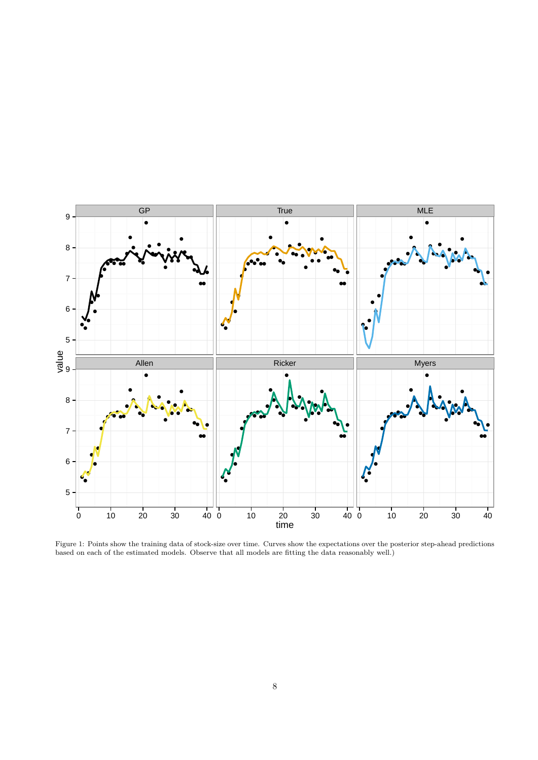Figure 1: Points show the training data of stock-size over time. Curves show the expectations over the posterior step-ahead predictions based on each of the estimated models. Observe that all models are fitting the data reasonably well.)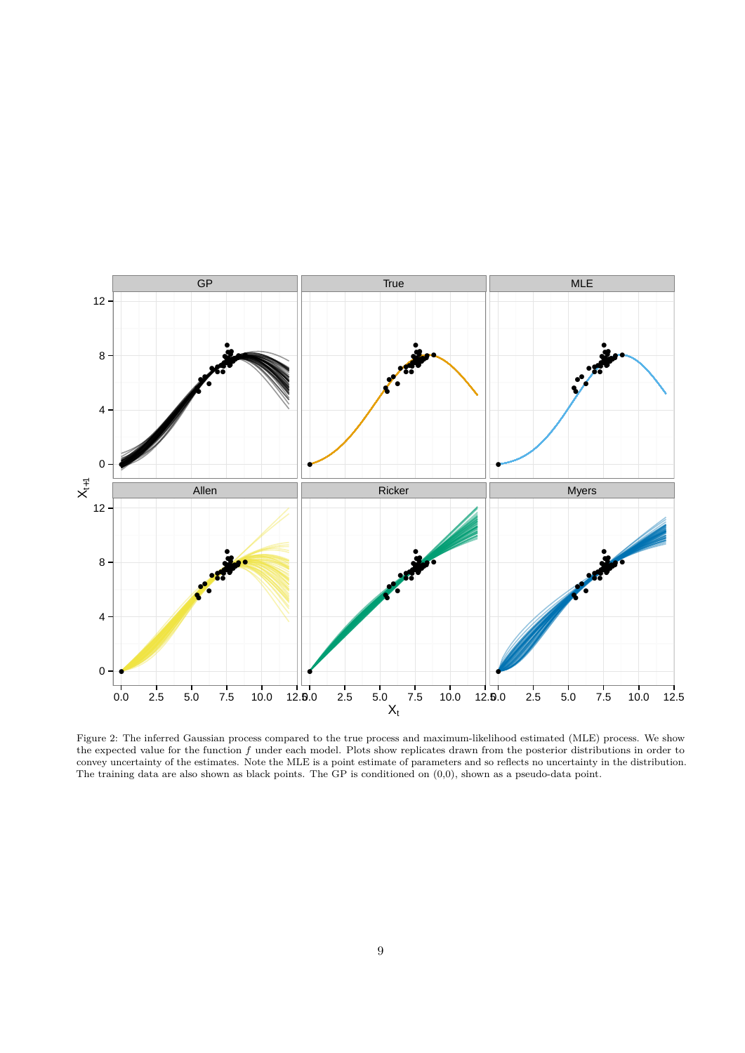Figure 2: The inferred Gaussian process compared to the true process and maximum-likelihood estimated (MLE) process. We show the expected value for the function $f$ under each model. Plots show replicates drawn from the posterior distributions in order to convey uncertainty of the estimates. Note the MLE is a point estimate of parameters and so reflects no uncertainty in the distribution. The training data are also shown as black points. The GP is conditioned on (0,0), shown as a pseudo-data point.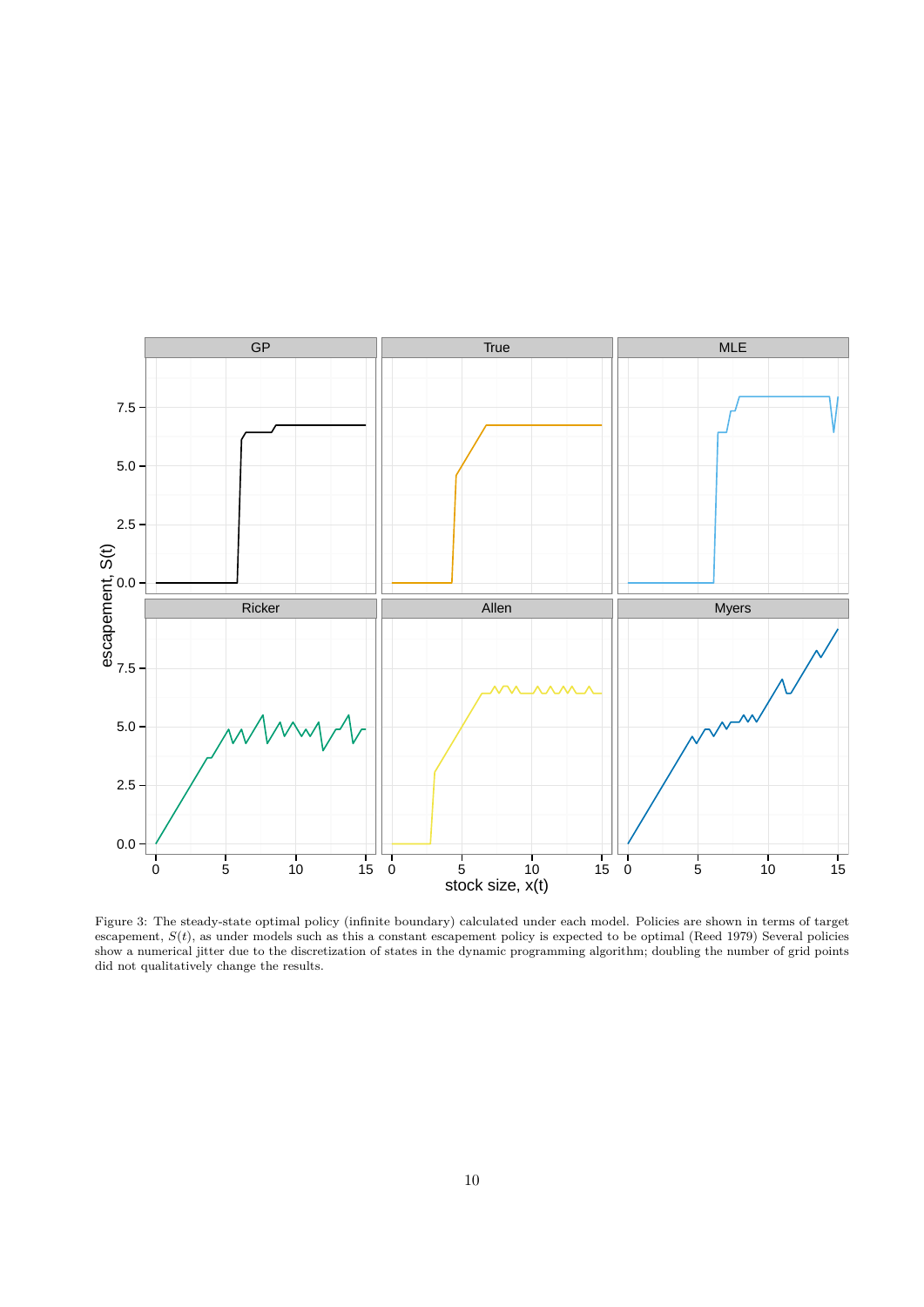Figure 3: The steady-state optimal policy (infinite boundary) calculated under each model. Policies are shown in terms of target escapement, $S(t)$, as under models such as this a constant escapement policy is expected to be optimal (Reed 1979) Several policies show a numerical jitter due to the discretization of states in the dynamic programming algorithm; doubling the number of grid points did not qualitatively change the results.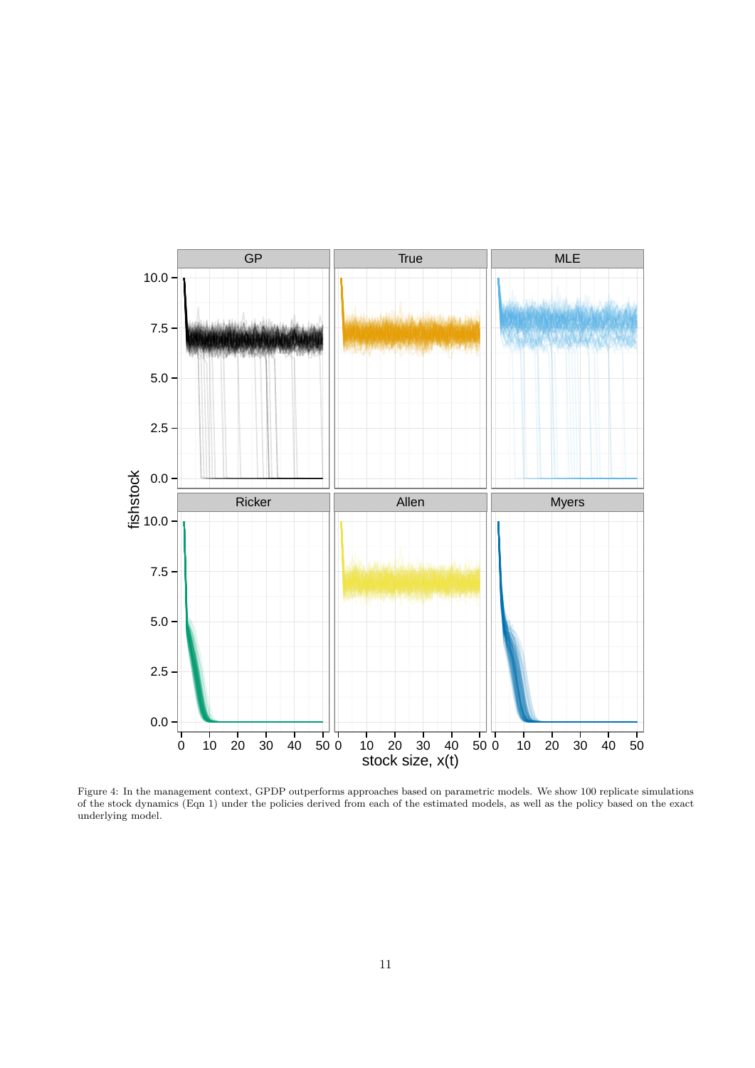Figure 4: In the management context, GPDP outperforms approaches based on parametric models. We show 100 replicate simulations of the stock dynamics (Eqn 1) under the policies derived from each of the estimated models, as well as the policy based on the exact underlying model.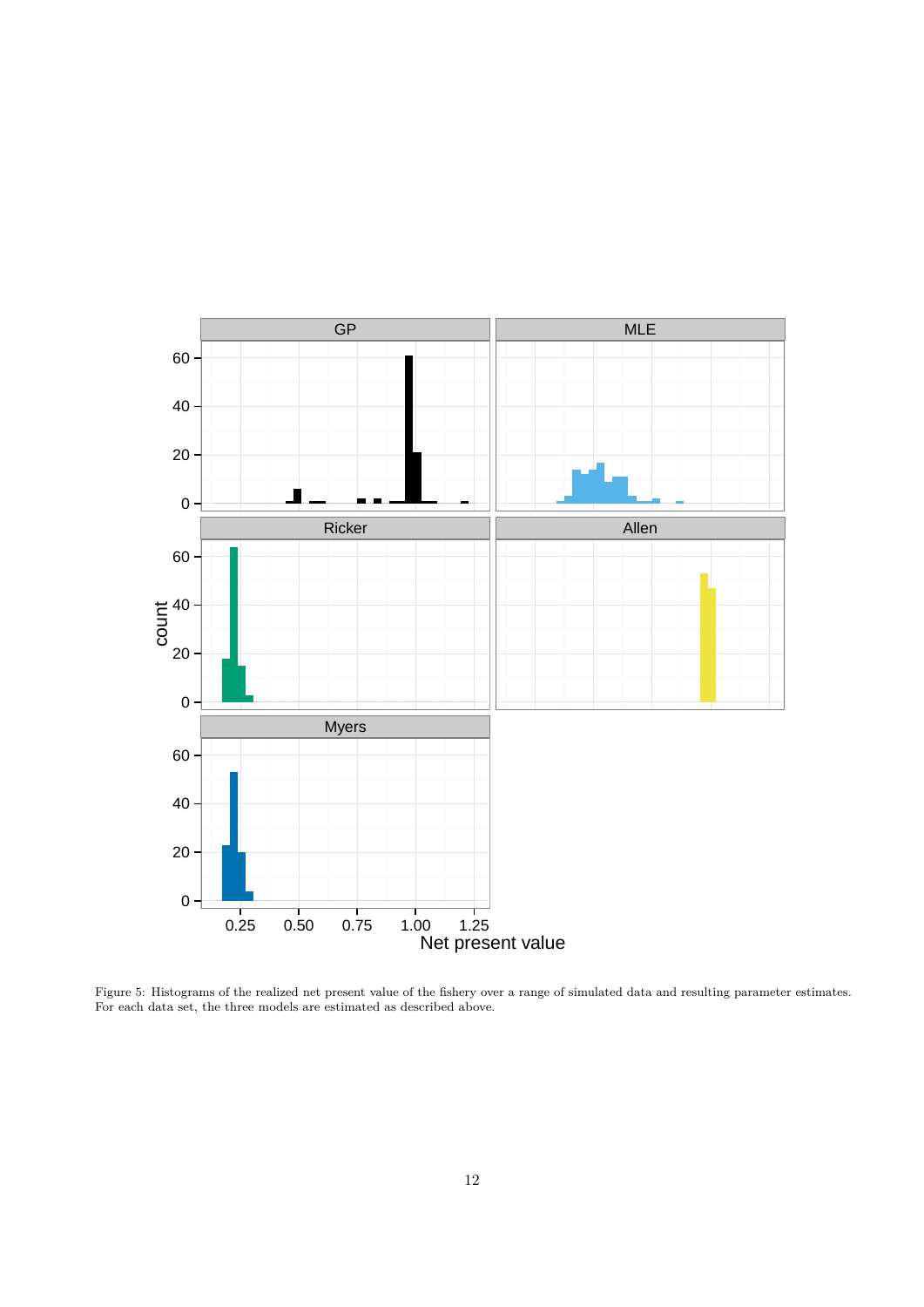Figure 5: Histograms of the realized net present value of the fishery over a range of simulated data and resulting parameter estimates. For each data set, the three models are estimated as described above.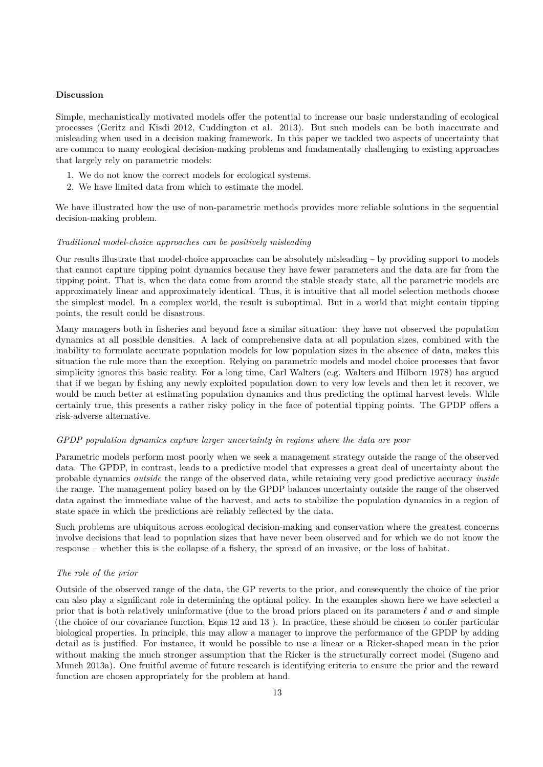### Discussion

Simple, mechanistically motivated models offer the potential to increase our basic understanding of ecological processes (Geritz and Kisdi 2012, Cuddington et al. 2013). But such models can be both inaccurate and misleading when used in a decision making framework. In this paper we tackled two aspects of uncertainty that are common to many ecological decision-making problems and fundamentally challenging to existing approaches that largely rely on parametric models:

1. We do not know the correct models for ecological systems.
2. We have limited data from which to estimate the model.

We have illustrated how the use of non-parametric methods provides more reliable solutions in the sequential decision-making problem.

*Traditional model-choice approaches can be positively misleading*

Our results illustrate that model-choice approaches can be absolutely misleading – by providing support to models that cannot capture tipping point dynamics because they have fewer parameters and the data are far from the tipping point. That is, when the data come from around the stable steady state, all the parametric models are approximately linear and approximately identical. Thus, it is intuitive that all model selection methods choose the simplest model. In a complex world, the result is suboptimal. But in a world that might contain tipping points, the result could be disastrous.

Many managers both in fisheries and beyond face a similar situation: they have not observed the population dynamics at all possible densities. A lack of comprehensive data at all population sizes, combined with the inability to formulate accurate population models for low population sizes in the absence of data, makes this situation the rule more than the exception. Relying on parametric models and model choice processes that favor simplicity ignores this basic reality. For a long time, Carl Walters (e.g. Walters and Hilborn 1978) has argued that if we began by fishing any newly exploited population down to very low levels and then let it recover, we would be much better at estimating population dynamics and thus predicting the optimal harvest levels. While certainly true, this presents a rather risky policy in the face of potential tipping points. The GPDP offers a risk-adverse alternative.

*GPDP population dynamics capture larger uncertainty in regions where the data are poor*

Parametric models perform most poorly when we seek a management strategy outside the range of the observed data. The GPDP, in contrast, leads to a predictive model that expresses a great deal of uncertainty about the probable dynamics *outside* the range of the observed data, while retaining very good predictive accuracy *inside* the range. The management policy based on by the GPDP balances uncertainty outside the range of the observed data against the immediate value of the harvest, and acts to stabilize the population dynamics in a region of state space in which the predictions are reliably reflected by the data.

Such problems are ubiquitous across ecological decision-making and conservation where the greatest concerns involve decisions that lead to population sizes that have never been observed and for which we do not know the response – whether this is the collapse of a fishery, the spread of an invasive, or the loss of habitat.

*The role of the prior*

Outside of the observed range of the data, the GP reverts to the prior, and consequently the choice of the prior can also play a significant role in determining the optimal policy. In the examples shown here we have selected a prior that is both relatively uninformative (due to the broad priors placed on its parameters $\ell$ and $\sigma$ and simple (the choice of our covariance function, Eqns 12 and 13 ). In practice, these should be chosen to confer particular biological properties. In principle, this may allow a manager to improve the performance of the GPDP by adding detail as is justified. For instance, it would be possible to use a linear or a Ricker-shaped mean in the prior without making the much stronger assumption that the Ricker is the structurally correct model (Sugeno and Munch 2013a). One fruitful avenue of future research is identifying criteria to ensure the prior and the reward function are chosen appropriately for the problem at hand.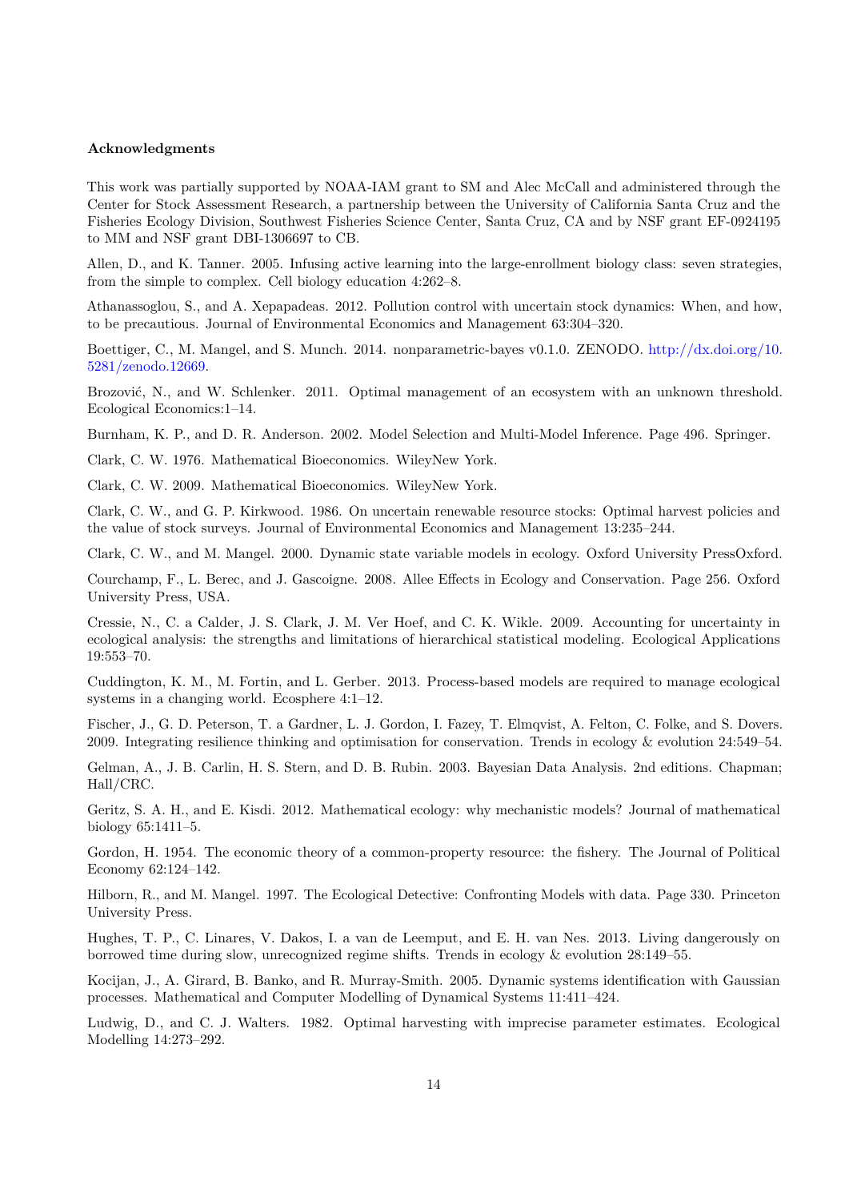#### Acknowledgments

This work was partially supported by NOAA-IAM grant to SM and Alec McCall and administered through the Center for Stock Assessment Research, a partnership between the University of California Santa Cruz and the Fisheries Ecology Division, Southwest Fisheries Science Center, Santa Cruz, CA and by NSF grant EF-0924195 to MM and NSF grant DBI-1306697 to CB.

Allen, D., and K. Tanner. 2005. Infusing active learning into the large-enrollment biology class: seven strategies, from the simple to complex. Cell biology education 4:262–8.

Athanassoglou, S., and A. Xepapadeas. 2012. Pollution control with uncertain stock dynamics: When, and how, to be precautious. Journal of Environmental Economics and Management 63:304–320.

Boettiger, C., M. Mangel, and S. Munch. 2014. nonparametric-bayes v0.1.0. ZENODO. http://dx.doi.org/10.5281/zenodo.12669.

Brozović, N., and W. Schlenker. 2011. Optimal management of an ecosystem with an unknown threshold. Ecological Economics:1–14.

Burnham, K. P., and D. R. Anderson. 2002. Model Selection and Multi-Model Inference. Page 496. Springer.

Clark, C. W. 1976. Mathematical Bioeconomics. WileyNew York.

Clark, C. W. 2009. Mathematical Bioeconomics. WileyNew York.

Clark, C. W., and G. P. Kirkwood. 1986. On uncertain renewable resource stocks: Optimal harvest policies and the value of stock surveys. Journal of Environmental Economics and Management 13:235–244.

Clark, C. W., and M. Mangel. 2000. Dynamic state variable models in ecology. Oxford University PressOxford.

Courchamp, F., L. Berec, and J. Gascoigne. 2008. Allee Effects in Ecology and Conservation. Page 256. Oxford University Press, USA.

Cressie, N., C. a Calder, J. S. Clark, J. M. Ver Hoef, and C. K. Wikle. 2009. Accounting for uncertainty in ecological analysis: the strengths and limitations of hierarchical statistical modeling. Ecological Applications 19:553–70.

Cuddington, K. M., M. Fortin, and L. Gerber. 2013. Process-based models are required to manage ecological systems in a changing world. Ecosphere 4:1–12.

Fischer, J., G. D. Peterson, T. a Gardner, L. J. Gordon, I. Fazey, T. Elmqvist, A. Felton, C. Folke, and S. Dovers. 2009. Integrating resilience thinking and optimisation for conservation. Trends in ecology & evolution 24:549–54.

Gelman, A., J. B. Carlin, H. S. Stern, and D. B. Rubin. 2003. Bayesian Data Analysis. 2nd editions. Chapman; Hall/CRC.

Geritz, S. A. H., and E. Kisdi. 2012. Mathematical ecology: why mechanistic models? Journal of mathematical biology 65:1411–5.

Gordon, H. 1954. The economic theory of a common-property resource: the fishery. The Journal of Political Economy 62:124–142.

Hilborn, R., and M. Mangel. 1997. The Ecological Detective: Confronting Models with data. Page 330. Princeton University Press.

Hughes, T. P., C. Linares, V. Dakos, I. a van de Leemput, and E. H. van Nes. 2013. Living dangerously on borrowed time during slow, unrecognized regime shifts. Trends in ecology & evolution 28:149–55.

Kocijan, J., A. Girard, B. Banko, and R. Murray-Smith. 2005. Dynamic systems identification with Gaussian processes. Mathematical and Computer Modelling of Dynamical Systems 11:411–424.

Ludwig, D., and C. J. Walters. 1982. Optimal harvesting with imprecise parameter estimates. Ecological Modelling 14:273–292.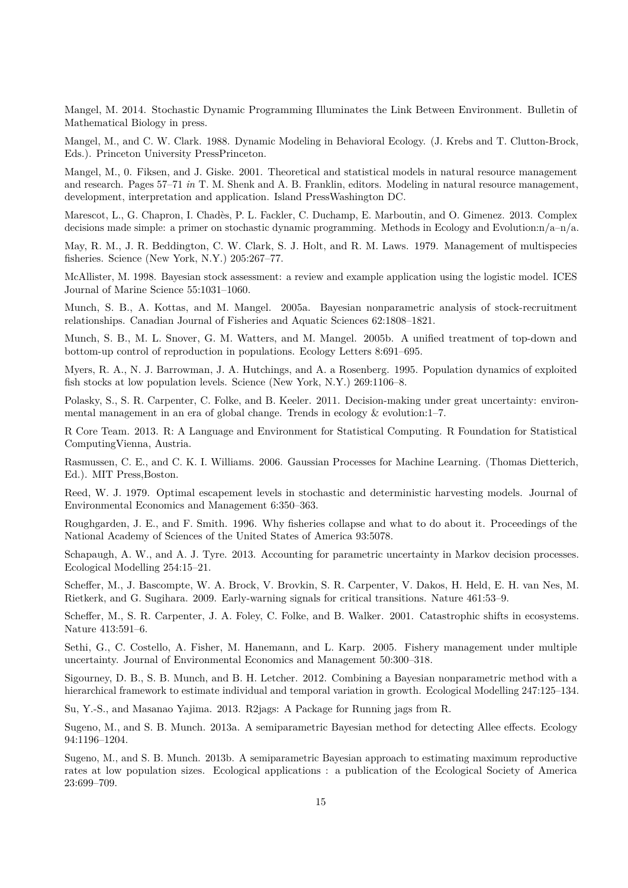Mangel, M. 2014. Stochastic Dynamic Programming Illuminates the Link Between Environment. Bulletin of Mathematical Biology in press.

Mangel, M., and C. W. Clark. 1988. Dynamic Modeling in Behavioral Ecology. (J. Krebs and T. Clutton-Brock, Eds.). Princeton University PressPrinceton.

Mangel, M., 0. Fiksen, and J. Giske. 2001. Theoretical and statistical models in natural resource management and research. Pages 57–71 *in* T. M. Shenk and A. B. Franklin, editors. Modeling in natural resource management, development, interpretation and application. Island PressWashington DC.

Marescot, L., G. Chapron, I. Chadès, P. L. Fackler, C. Duchamp, E. Marboutin, and O. Gimenez. 2013. Complex decisions made simple: a primer on stochastic dynamic programming. Methods in Ecology and Evolution:n/a–n/a.

May, R. M., J. R. Beddington, C. W. Clark, S. J. Holt, and R. M. Laws. 1979. Management of multispecies fisheries. Science (New York, N.Y.) 205:267–77.

McAllister, M. 1998. Bayesian stock assessment: a review and example application using the logistic model. ICES Journal of Marine Science 55:1031–1060.

Munch, S. B., A. Kottas, and M. Mangel. 2005a. Bayesian nonparametric analysis of stock-recruitment relationships. Canadian Journal of Fisheries and Aquatic Sciences 62:1808–1821.

Munch, S. B., M. L. Snover, G. M. Watters, and M. Mangel. 2005b. A unified treatment of top-down and bottom-up control of reproduction in populations. Ecology Letters 8:691–695.

Myers, R. A., N. J. Barrowman, J. A. Hutchings, and A. a Rosenberg. 1995. Population dynamics of exploited fish stocks at low population levels. Science (New York, N.Y.) 269:1106–8.

Polasky, S., S. R. Carpenter, C. Folke, and B. Keeler. 2011. Decision-making under great uncertainty: environmental management in an era of global change. Trends in ecology & evolution:1–7.

R Core Team. 2013. R: A Language and Environment for Statistical Computing. R Foundation for Statistical ComputingVienna, Austria.

Rasmussen, C. E., and C. K. I. Williams. 2006. Gaussian Processes for Machine Learning. (Thomas Dietterich, Ed.). MIT Press,Boston.

Reed, W. J. 1979. Optimal escapement levels in stochastic and deterministic harvesting models. Journal of Environmental Economics and Management 6:350–363.

Roughgarden, J. E., and F. Smith. 1996. Why fisheries collapse and what to do about it. Proceedings of the National Academy of Sciences of the United States of America 93:5078.

Schapaugh, A. W., and A. J. Tyre. 2013. Accounting for parametric uncertainty in Markov decision processes. Ecological Modelling 254:15–21.

Scheffer, M., J. Bascompte, W. A. Brock, V. Brovkin, S. R. Carpenter, V. Dakos, H. Held, E. H. van Nes, M. Rietkerk, and G. Sugihara. 2009. Early-warning signals for critical transitions. Nature 461:53–9.

Scheffer, M., S. R. Carpenter, J. A. Foley, C. Folke, and B. Walker. 2001. Catastrophic shifts in ecosystems. Nature 413:591–6.

Sethi, G., C. Costello, A. Fisher, M. Hanemann, and L. Karp. 2005. Fishery management under multiple uncertainty. Journal of Environmental Economics and Management 50:300–318.

Sigourney, D. B., S. B. Munch, and B. H. Letcher. 2012. Combining a Bayesian nonparametric method with a hierarchical framework to estimate individual and temporal variation in growth. Ecological Modelling 247:125–134.

Su, Y.-S., and Masanao Yajima. 2013. R2jags: A Package for Running jags from R.

Sugeno, M., and S. B. Munch. 2013a. A semiparametric Bayesian method for detecting Allee effects. Ecology 94:1196–1204.

Sugeno, M., and S. B. Munch. 2013b. A semiparametric Bayesian approach to estimating maximum reproductive rates at low population sizes. Ecological applications : a publication of the Ecological Society of America 23:699–709.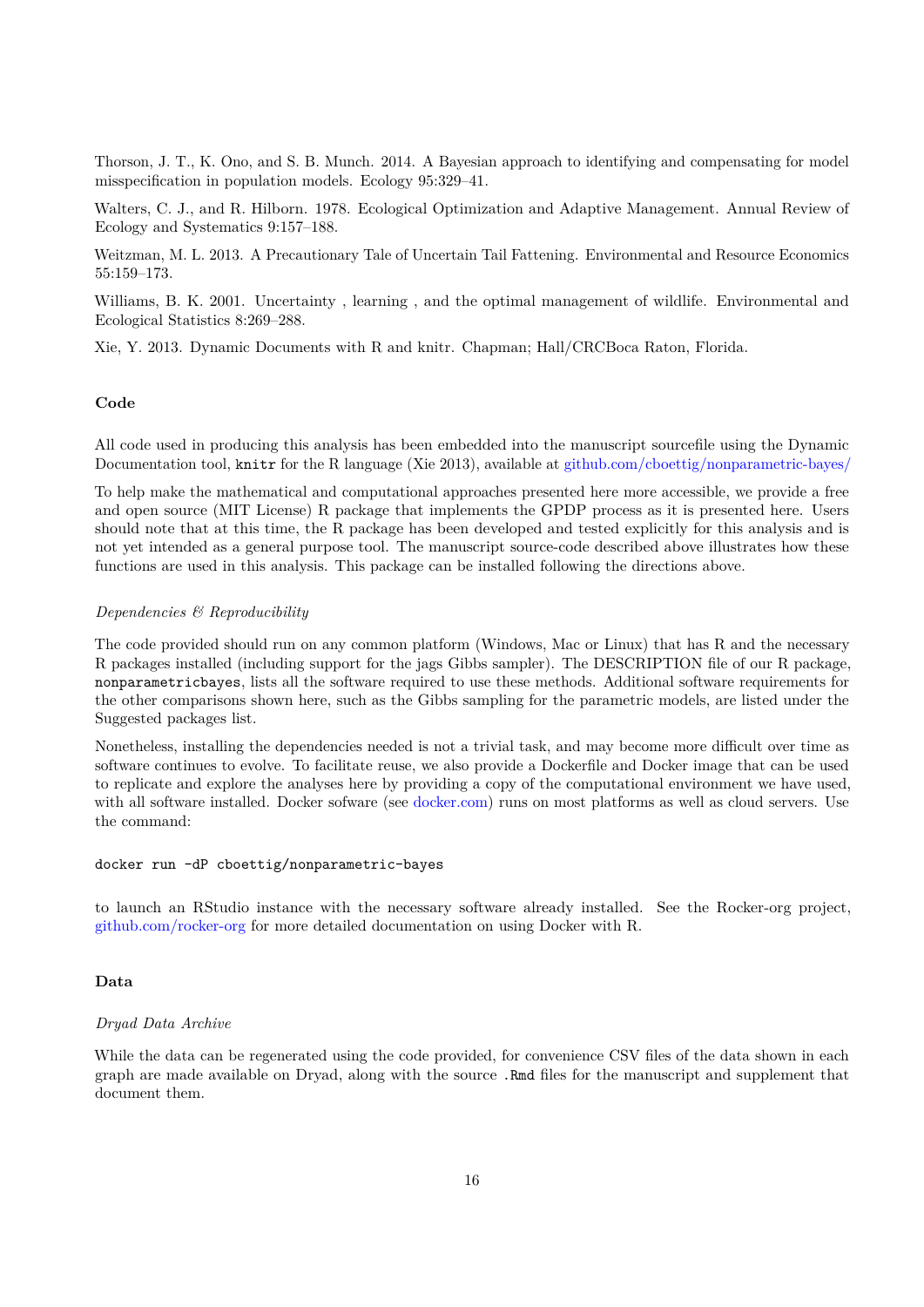Thorson, J. T., K. Ono, and S. B. Munch. 2014. A Bayesian approach to identifying and compensating for model misspecification in population models. Ecology 95:329–41.

Walters, C. J., and R. Hilborn. 1978. Ecological Optimization and Adaptive Management. Annual Review of Ecology and Systematics 9:157–188.

Weitzman, M. L. 2013. A Precautionary Tale of Uncertain Tail Fattening. Environmental and Resource Economics 55:159–173.

Williams, B. K. 2001. Uncertainty , learning , and the optimal management of wildlife. Environmental and Ecological Statistics 8:269–288.

Xie, Y. 2013. Dynamic Documents with R and knitr. Chapman; Hall/CRCBoca Raton, Florida.

### Code

All code used in producing this analysis has been embedded into the manuscript sourcefile using the Dynamic Documentation tool, `knitr` for the R language (Xie 2013), available at [github.com/cboettig/nonparametric-bayes/](https://github.com/cboettig/nonparametric-bayes/)

To help make the mathematical and computational approaches presented here more accessible, we provide a free and open source (MIT License) R package that implements the GPDP process as it is presented here. Users should note that at this time, the R package has been developed and tested explicitly for this analysis and is not yet intended as a general purpose tool. The manuscript source-code described above illustrates how these functions are used in this analysis. This package can be installed following the directions above.

#### *Dependencies & Reproducibility*

The code provided should run on any common platform (Windows, Mac or Linux) that has R and the necessary R packages installed (including support for the jags Gibbs sampler). The DESCRIPTION file of our R package, `nonparametricbayes`, lists all the software required to use these methods. Additional software requirements for the other comparisons shown here, such as the Gibbs sampling for the parametric models, are listed under the Suggested packages list.

Nonetheless, installing the dependencies needed is not a trivial task, and may become more difficult over time as software continues to evolve. To facilitate reuse, we also provide a Dockerfile and Docker image that can be used to replicate and explore the analyses here by providing a copy of the computational environment we have used, with all software installed. Docker sofware (see [docker.com](https://docker.com)) runs on most platforms as well as cloud servers. Use the command:

```
docker run -dP cboettig/nonparametric-bayes
```

to launch an RStudio instance with the necessary software already installed. See the Rocker-org project, [github.com/rocker-org](https://github.com/rocker-org) for more detailed documentation on using Docker with R.

### Data

#### *Dryad Data Archive*

While the data can be regenerated using the code provided, for convenience CSV files of the data shown in each graph are made available on Dryad, along with the source `.Rmd` files for the manuscript and supplement that document them.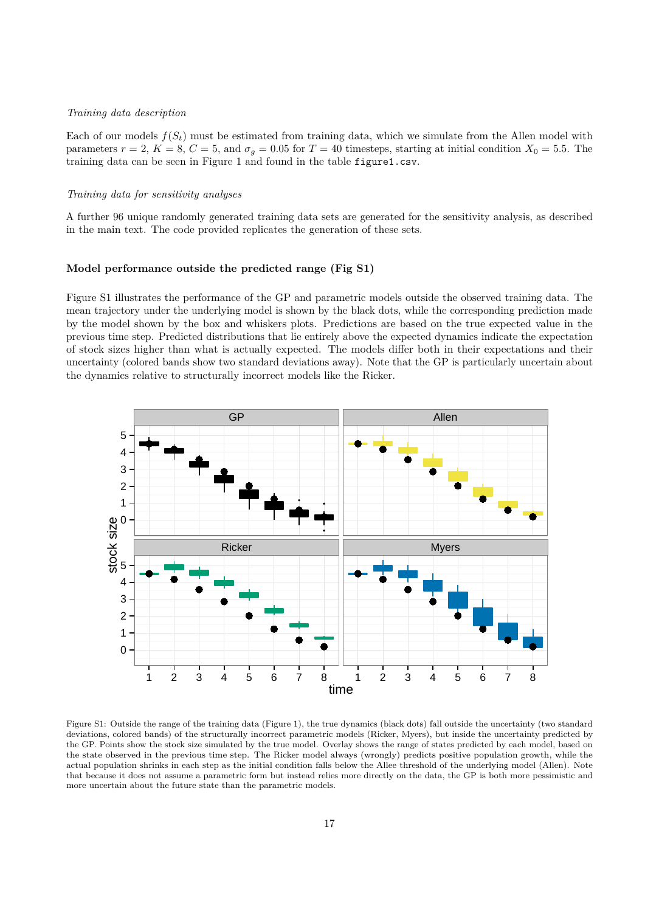*Training data description*

Each of our models $f(S_t)$ must be estimated from training data, which we simulate from the Allen model with parameters $r = 2$, $K = 8$, $C = 5$, and $\sigma_g = 0.05$ for $T = 40$ timesteps, starting at initial condition $X_0 = 5.5$. The training data can be seen in Figure 1 and found in the table `figure1.csv`.

*Training data for sensitivity analyses*

A further 96 unique randomly generated training data sets are generated for the sensitivity analysis, as described in the main text. The code provided replicates the generation of these sets.

### Model performance outside the predicted range (Fig S1)

Figure S1 illustrates the performance of the GP and parametric models outside the observed training data. The mean trajectory under the underlying model is shown by the black dots, while the corresponding prediction made by the model shown by the box and whiskers plots. Predictions are based on the true expected value in the previous time step. Predicted distributions that lie entirely above the expected dynamics indicate the expectation of stock sizes higher than what is actually expected. The models differ both in their expectations and their uncertainty (colored bands show two standard deviations away). Note that the GP is particularly uncertain about the dynamics relative to structurally incorrect models like the Ricker.

Figure S1: Outside the range of the training data (Figure 1), the true dynamics (black dots) fall outside the uncertainty (two standard deviations, colored bands) of the structurally incorrect parametric models (Ricker, Myers), but inside the uncertainty predicted by the GP. Points show the stock size simulated by the true model. Overlay shows the range of states predicted by each model, based on the state observed in the previous time step. The Ricker model always (wrongly) predicts positive population growth, while the actual population shrinks in each step as the initial condition falls below the Allee threshold of the underlying model (Allen). Note that because it does not assume a parametric form but instead relies more directly on the data, the GP is both more pessimistic and more uncertain about the future state than the parametric models.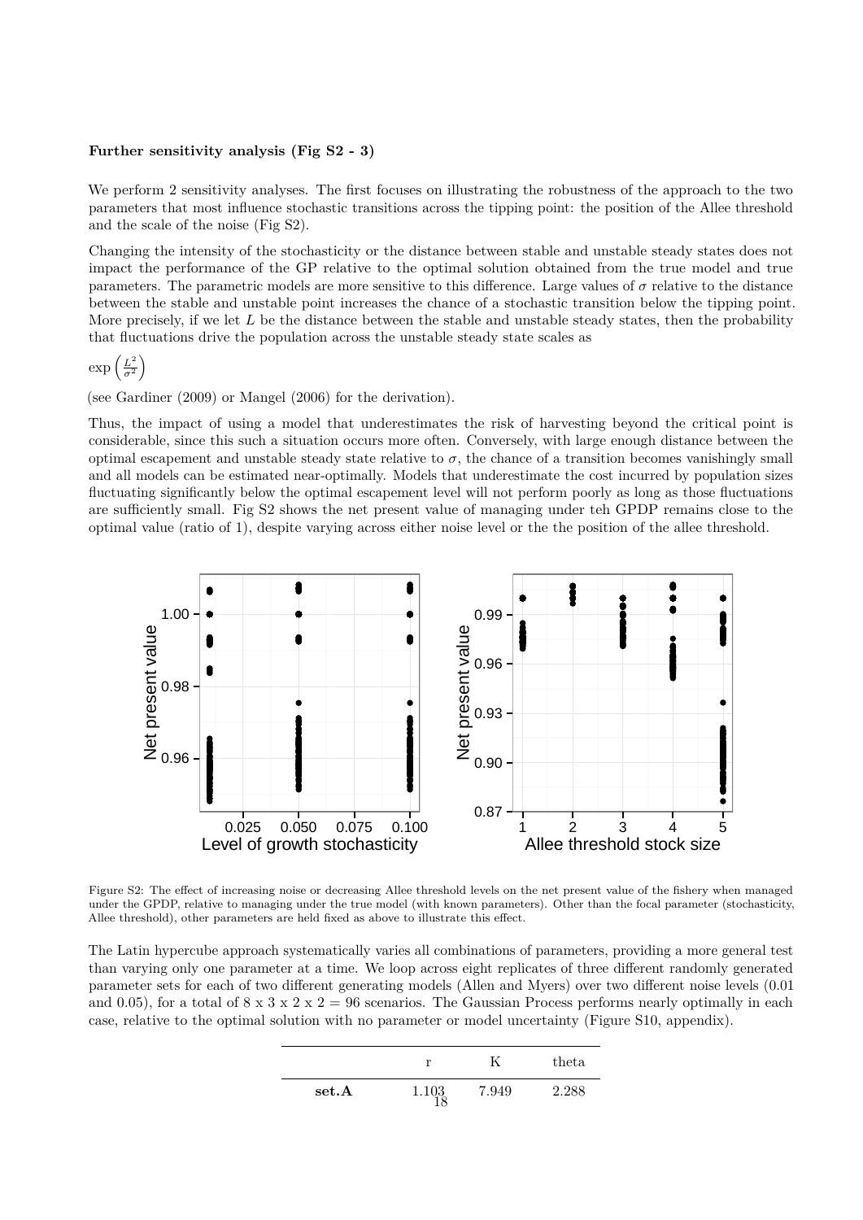**Further sensitivity analysis (Fig S2 - 3)**

We perform 2 sensitivity analyses. The first focuses on illustrating the robustness of the approach to the two parameters that most influence stochastic transitions across the tipping point: the position of the Allee threshold and the scale of the noise (Fig S2).

Changing the intensity of the stochasticity or the distance between stable and unstable steady states does not impact the performance of the GP relative to the optimal solution obtained from the true model and true parameters. The parametric models are more sensitive to this difference. Large values of $\sigma$ relative to the distance between the stable and unstable point increases the chance of a stochastic transition below the tipping point. More precisely, if we let $L$ be the distance between the stable and unstable steady states, then the probability that fluctuations drive the population across the unstable steady state scales as

$$\exp\left(\frac{L^2}{\sigma^2}\right)$$

(see Gardiner (2009) or Mangel (2006) for the derivation).

Thus, the impact of using a model that underestimates the risk of harvesting beyond the critical point is considerable, since this such a situation occurs more often. Conversely, with large enough distance between the optimal escapement and unstable steady state relative to $\sigma$, the chance of a transition becomes vanishingly small and all models can be estimated near-optimally. Models that underestimate the cost incurred by population sizes fluctuating significantly below the optimal escapement level will not perform poorly as long as those fluctuations are sufficiently small. Fig S2 shows the net present value of managing under teh GPDP remains close to the optimal value (ratio of 1), despite varying across either noise level or the the position of the allee threshold.

Figure S2: The effect of increasing noise or decreasing Allee threshold levels on the net present value of the fishery when managed under the GPDP, relative to managing under the true model (with known parameters). Other than the focal parameter (stochasticity, Allee threshold), other parameters are held fixed as above to illustrate this effect.

The Latin hypercube approach systematically varies all combinations of parameters, providing a more general test than varying only one parameter at a time. We loop across eight replicates of three different randomly generated parameter sets for each of two different generating models (Allen and Myers) over two different noise levels (0.01 and 0.05), for a total of 8 x 3 x 2 x 2 = 96 scenarios. The Gaussian Process performs nearly optimally in each case, relative to the optimal solution with no parameter or model uncertainty (Figure S10, appendix).

| | r | K | theta |
|---|---|---|---|
| **set.A** | 1.103 | 7.949 | 2.288 |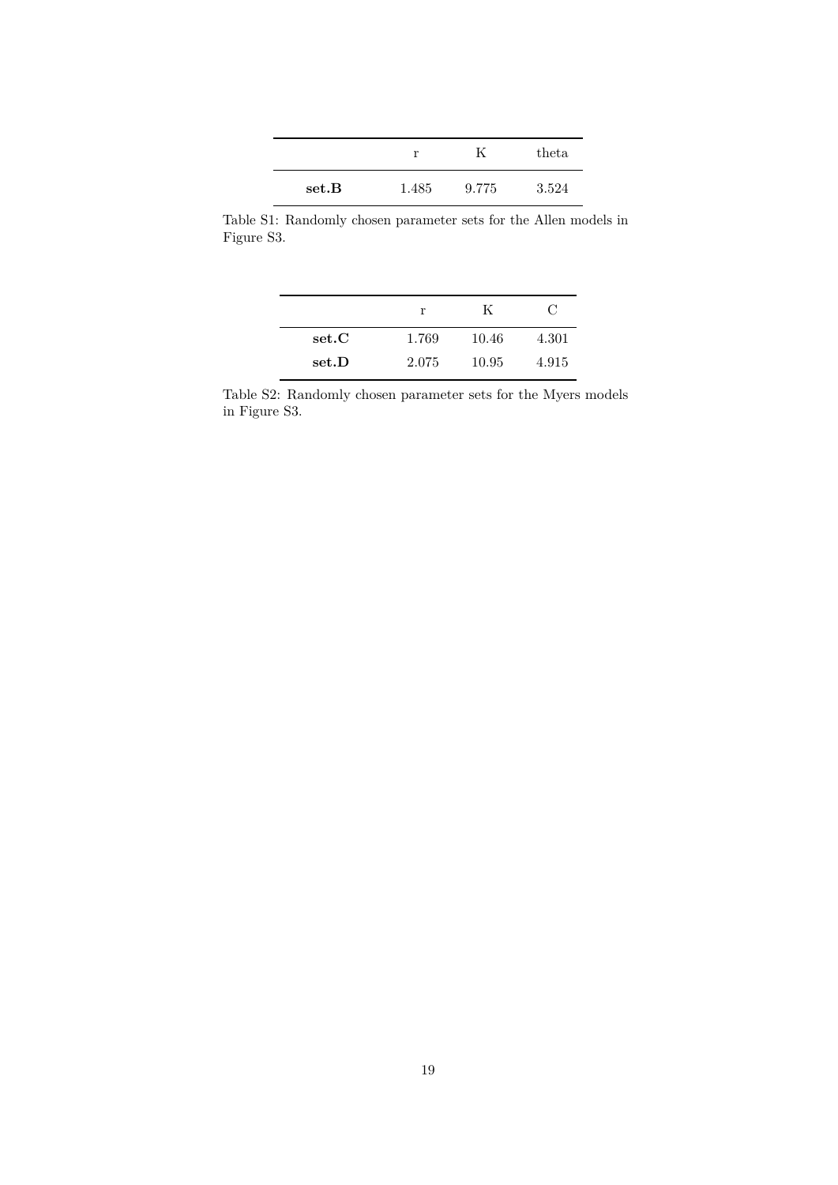| | r | K | theta |
|---|---|---|---|
| **set.B** | 1.485 | 9.775 | 3.524 |

Table S1: Randomly chosen parameter sets for the Allen models in Figure S3.

| | r | K | C |
|---|---|---|---|
| **set.C** | 1.769 | 10.46 | 4.301 |
| **set.D** | 2.075 | 10.95 | 4.915 |

Table S2: Randomly chosen parameter sets for the Myers models in Figure S3.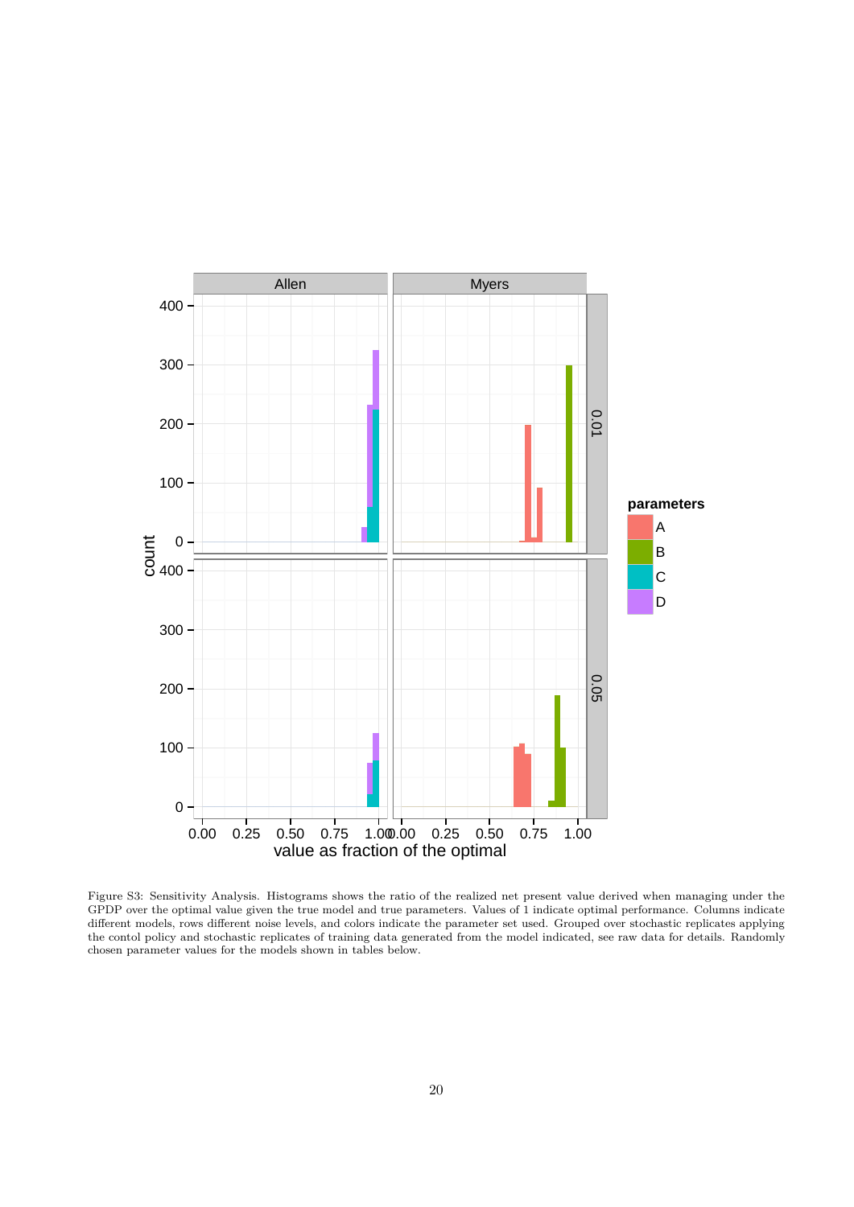Figure S3: Sensitivity Analysis. Histograms shows the ratio of the realized net present value derived when managing under the GPDP over the optimal value given the true model and true parameters. Values of 1 indicate optimal performance. Columns indicate different models, rows different noise levels, and colors indicate the parameter set used. Grouped over stochastic replicates applying the contol policy and stochastic replicates of training data generated from the model indicated, see raw data for details. Randomly chosen parameter values for the models shown in tables below.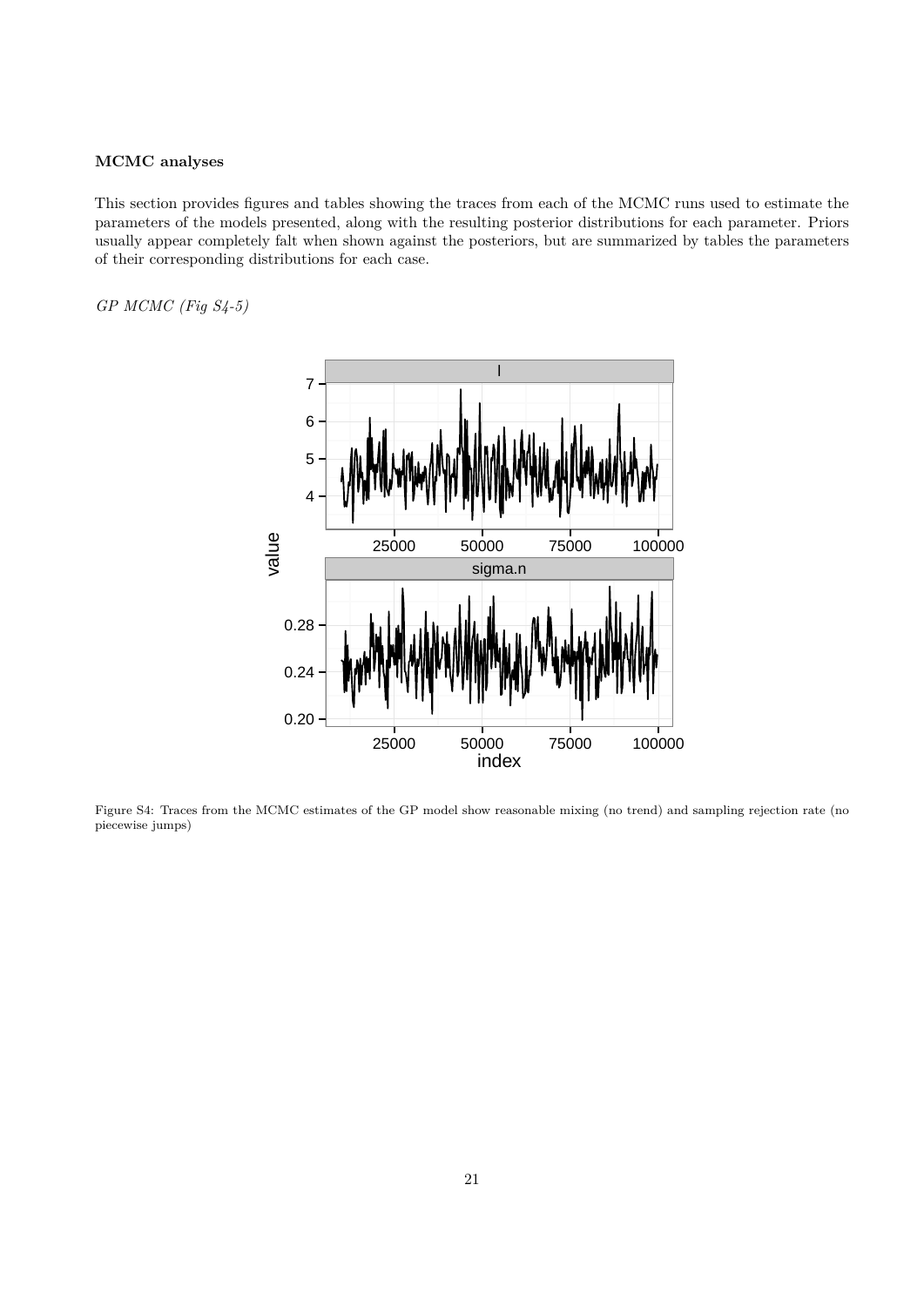**MCMC analyses**

This section provides figures and tables showing the traces from each of the MCMC runs used to estimate the parameters of the models presented, along with the resulting posterior distributions for each parameter. Priors usually appear completely falt when shown against the posteriors, but are summarized by tables the parameters of their corresponding distributions for each case.

*GP MCMC (Fig S4-5)*

Figure S4: Traces from the MCMC estimates of the GP model show reasonable mixing (no trend) and sampling rejection rate (no piecewise jumps)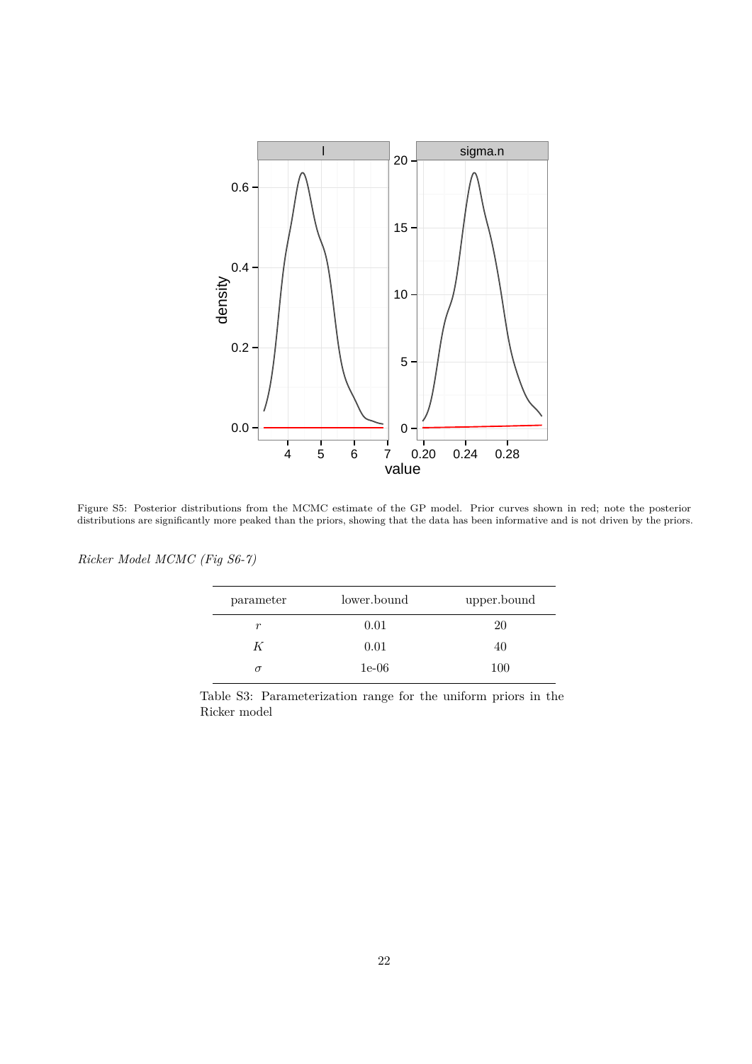Figure S5: Posterior distributions from the MCMC estimate of the GP model. Prior curves shown in red; note the posterior distributions are significantly more peaked than the priors, showing that the data has been informative and is not driven by the priors.

*Ricker Model MCMC (Fig S6-7)*

| parameter | lower.bound | upper.bound |
|---|---|---|
| $r$ | 0.01 | 20 |
| $K$ | 0.01 | 40 |
| $\sigma$ | 1e-06 | 100 |

Table S3: Parameterization range for the uniform priors in the Ricker model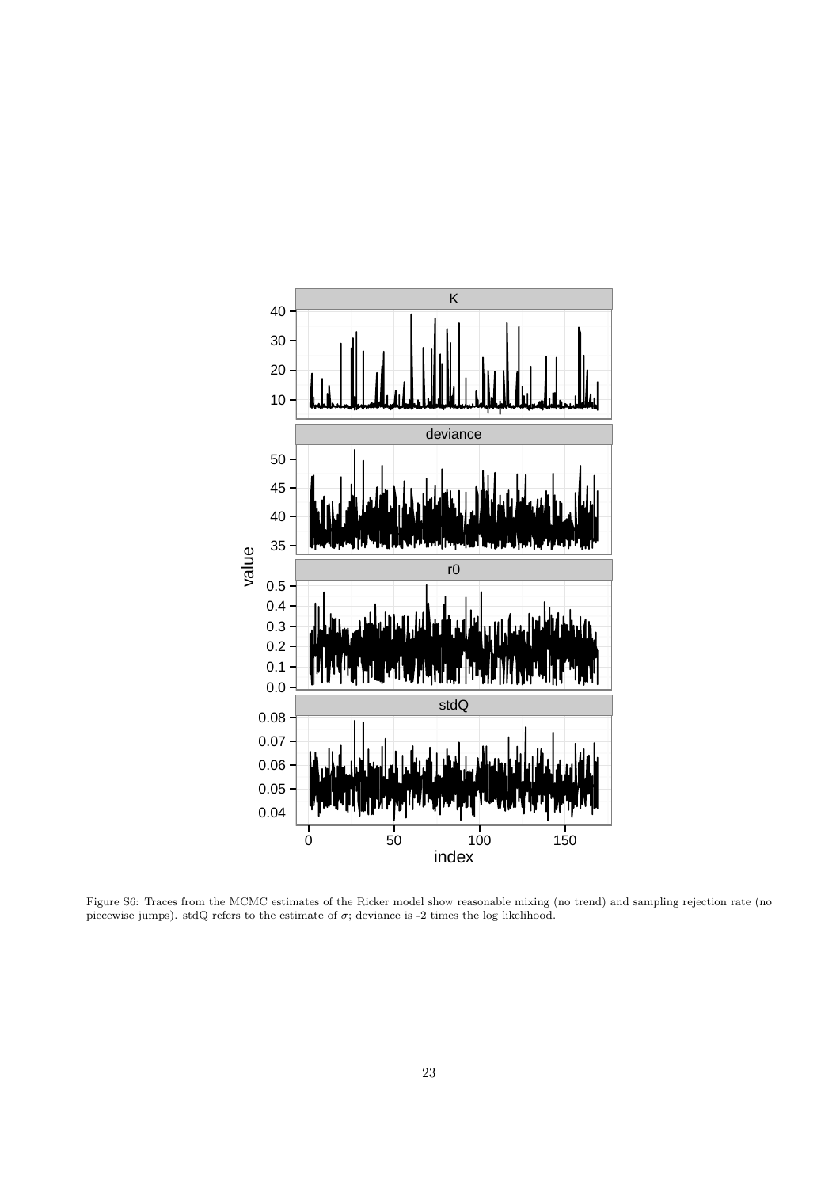Figure S6: Traces from the MCMC estimates of the Ricker model show reasonable mixing (no trend) and sampling rejection rate (no piecewise jumps). stdQ refers to the estimate of $\sigma$; deviance is -2 times the log likelihood.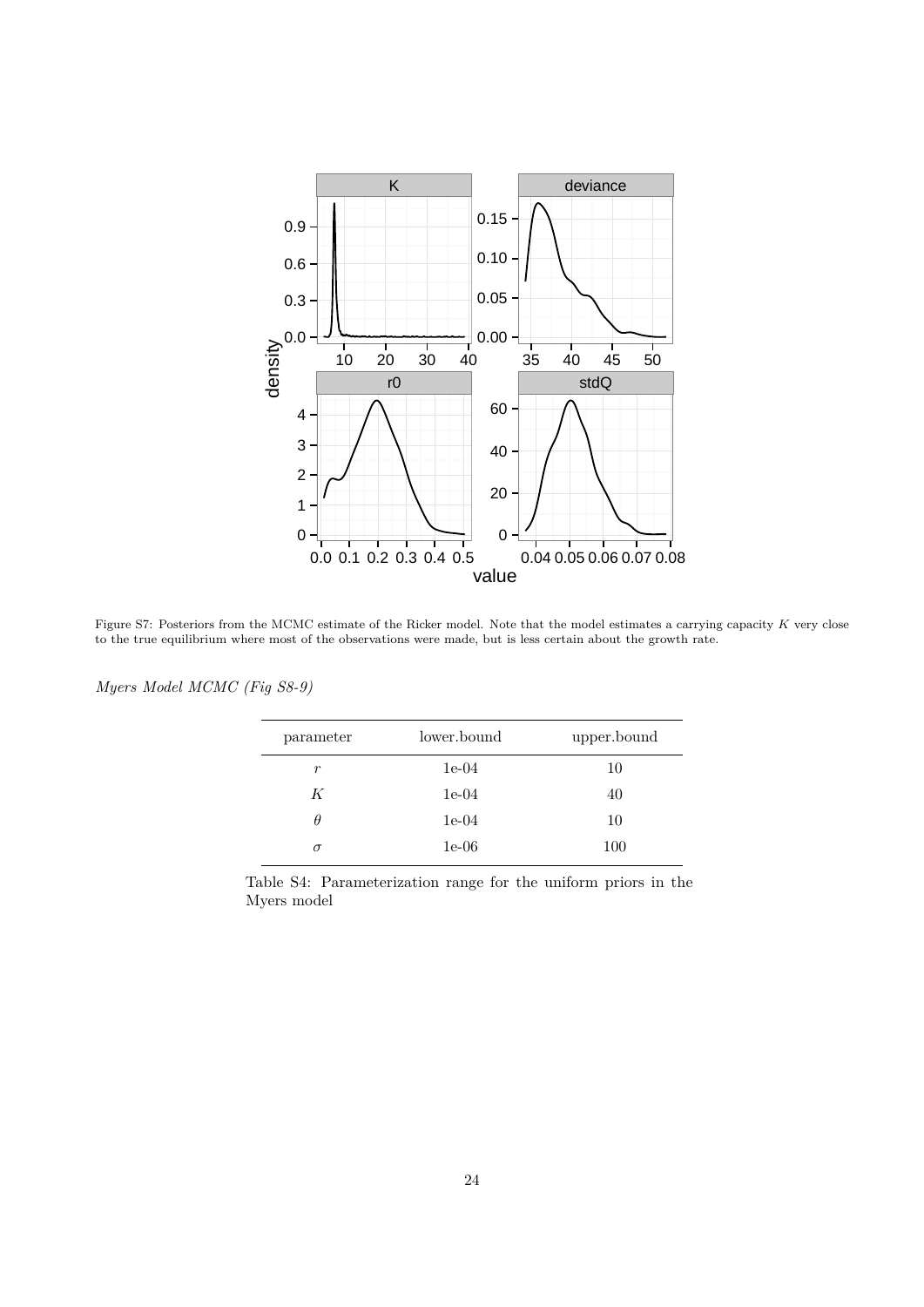Figure S7: Posteriors from the MCMC estimate of the Ricker model. Note that the model estimates a carrying capacity $K$ very close to the true equilibrium where most of the observations were made, but is less certain about the growth rate.

*Myers Model MCMC (Fig S8-9)*

| parameter | lower.bound | upper.bound |
|---|---|---|
| $r$ | 1e-04 | 10 |
| $K$ | 1e-04 | 40 |
| $\theta$ | 1e-04 | 10 |
| $\sigma$ | 1e-06 | 100 |

Table S4: Parameterization range for the uniform priors in the Myers model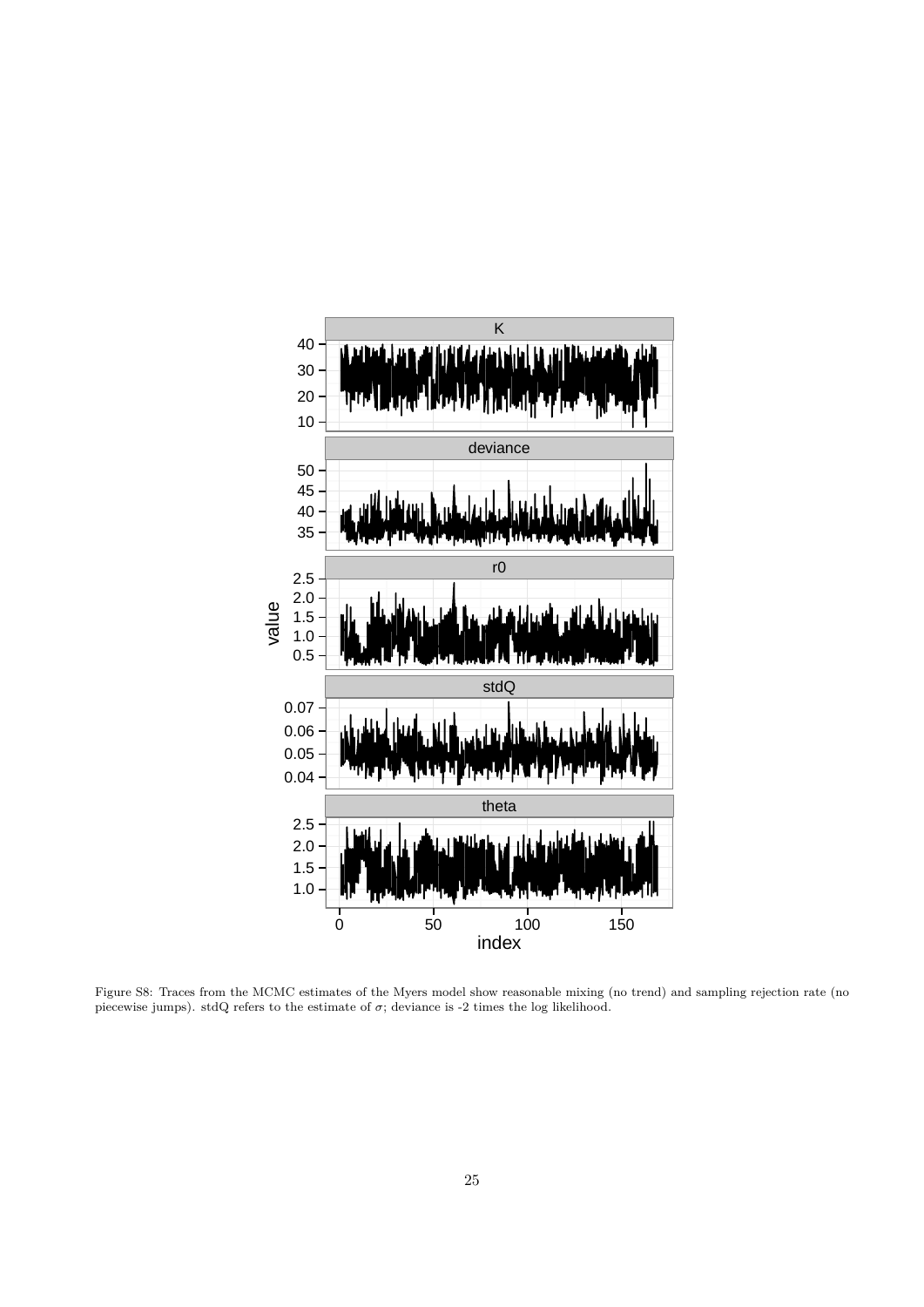Figure S8: Traces from the MCMC estimates of the Myers model show reasonable mixing (no trend) and sampling rejection rate (no piecewise jumps). stdQ refers to the estimate of $\sigma$; deviance is -2 times the log likelihood.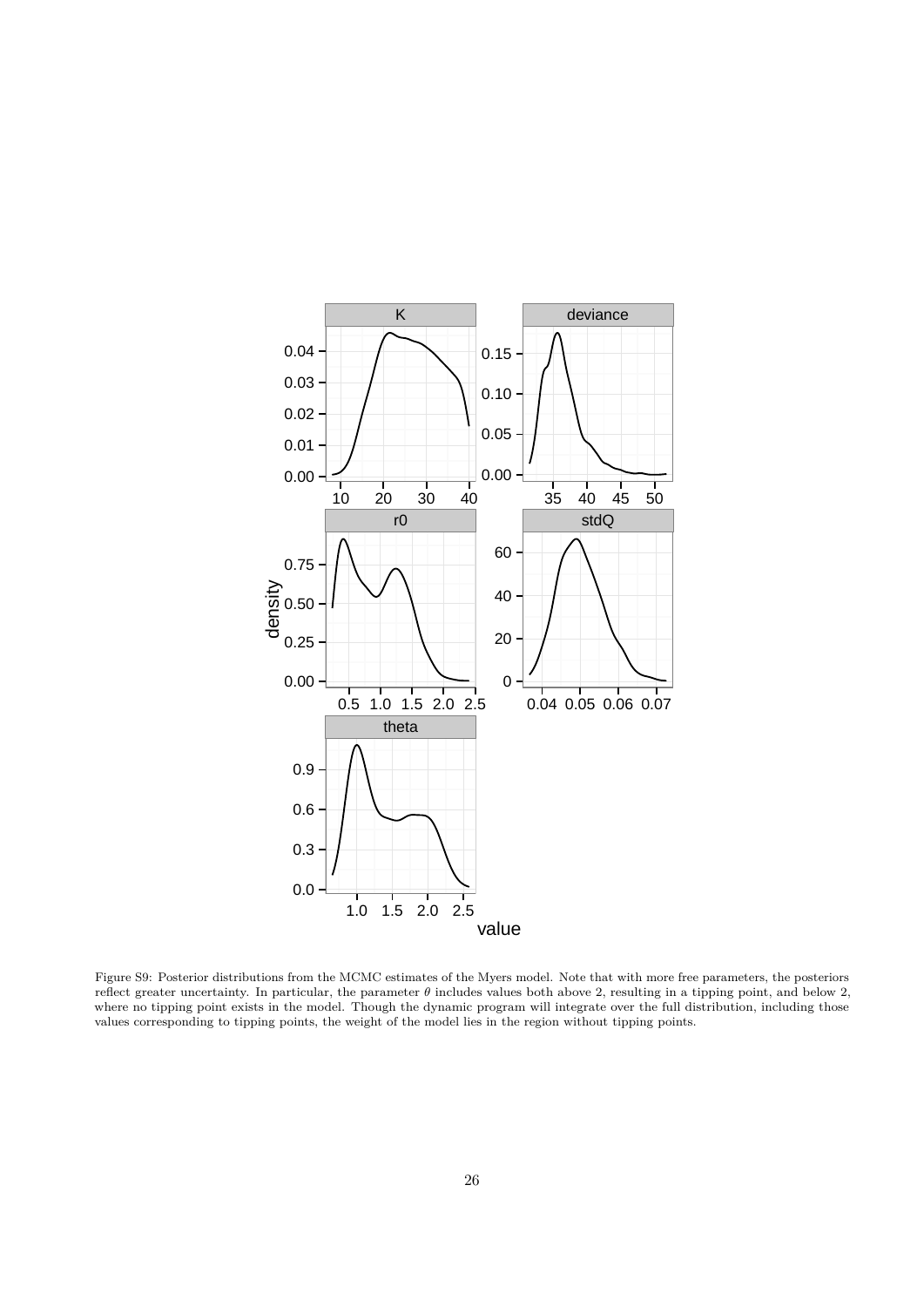Figure S9: Posterior distributions from the MCMC estimates of the Myers model. Note that with more free parameters, the posteriors reflect greater uncertainty. In particular, the parameter $\theta$ includes values both above 2, resulting in a tipping point, and below 2, where no tipping point exists in the model. Though the dynamic program will integrate over the full distribution, including those values corresponding to tipping points, the weight of the model lies in the region without tipping points.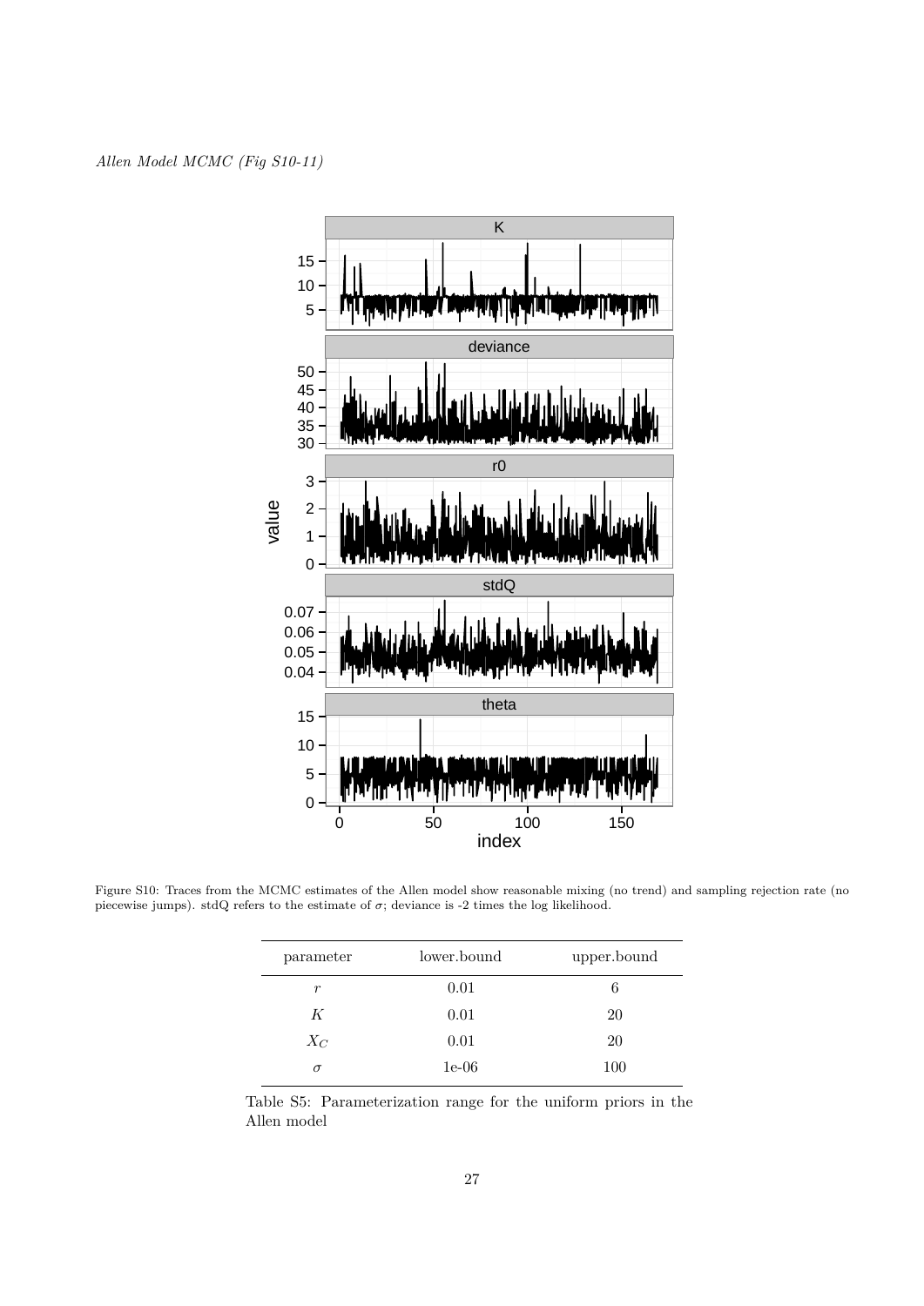*Allen Model MCMC (Fig S10-11)*

Figure S10: Traces from the MCMC estimates of the Allen model show reasonable mixing (no trend) and sampling rejection rate (no piecewise jumps). stdQ refers to the estimate of $\sigma$; deviance is -2 times the log likelihood.

| parameter | lower.bound | upper.bound |
|---|---|---|
| $r$ | 0.01 | 6 |
| $K$ | 0.01 | 20 |
| $X_C$ | 0.01 | 20 |
| $\sigma$ | 1e-06 | 100 |

Table S5: Parameterization range for the uniform priors in the Allen model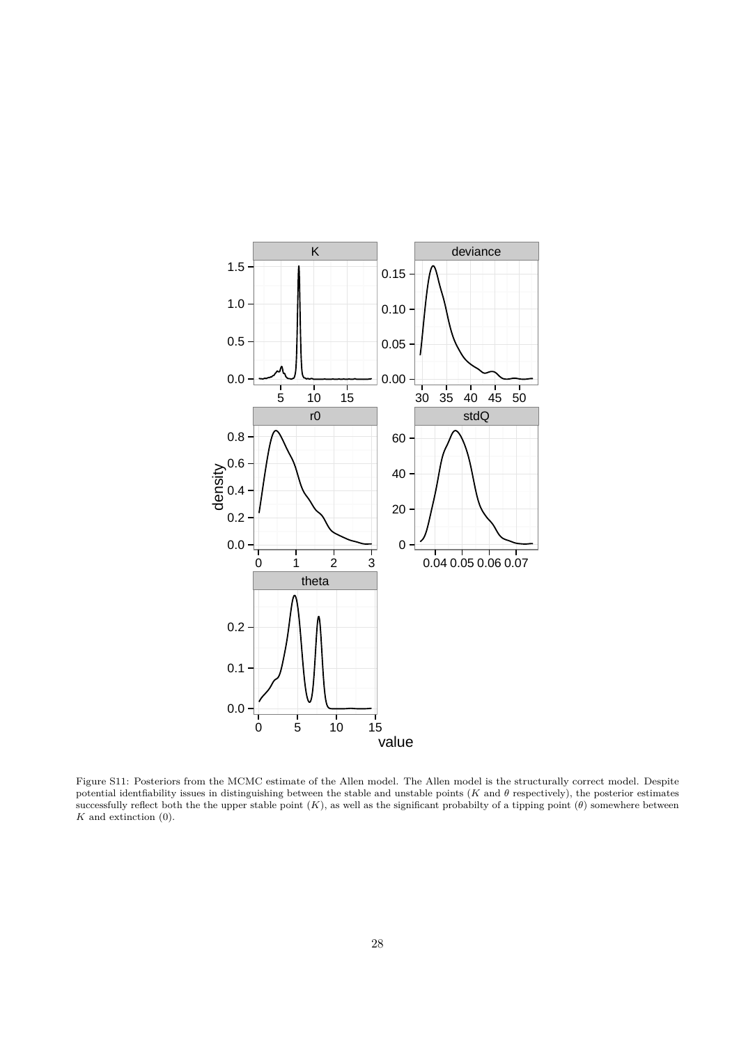Figure S11: Posteriors from the MCMC estimate of the Allen model. The Allen model is the structurally correct model. Despite potential identfiability issues in distinguishing between the stable and unstable points ($K$ and $\theta$ respectively), the posterior estimates successfully reflect both the the upper stable point ($K$), as well as the significant probabilty of a tipping point ($\theta$) somewhere between $K$ and extinction (0).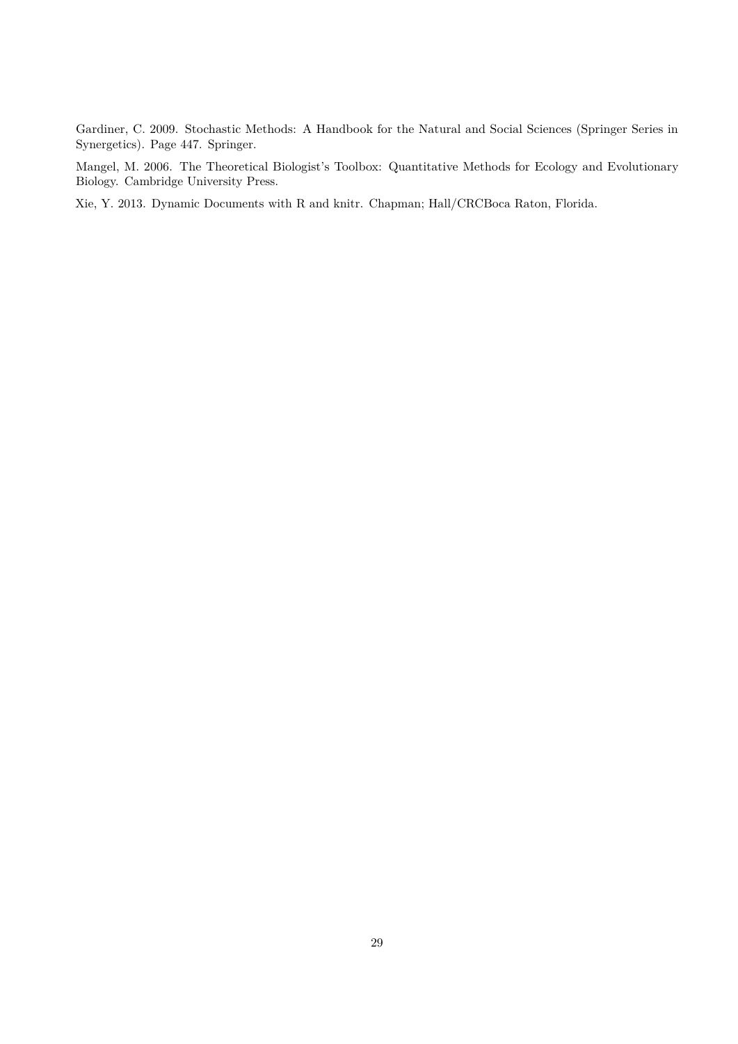Gardiner, C. 2009. Stochastic Methods: A Handbook for the Natural and Social Sciences (Springer Series in Synergetics). Page 447. Springer.

Mangel, M. 2006. The Theoretical Biologist's Toolbox: Quantitative Methods for Ecology and Evolutionary Biology. Cambridge University Press.

Xie, Y. 2013. Dynamic Documents with R and knitr. Chapman; Hall/CRCBoca Raton, Florida.